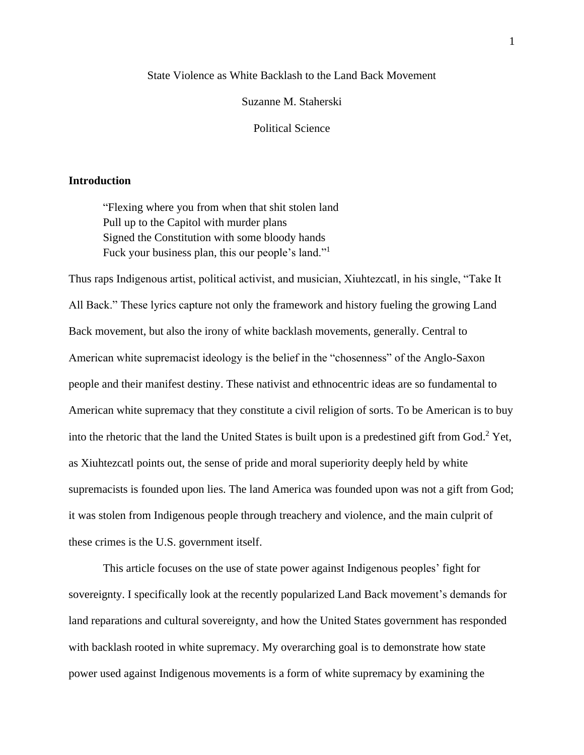# State Violence as White Backlash to the Land Back Movement

Suzanne M. Staherski

Political Science

## Introduction

> "Flexing where you from when that shit stolen land
> Pull up to the Capitol with murder plans
> Signed the Constitution with some bloody hands
> Fuck your business plan, this our people's land."[1]

Thus raps Indigenous artist, political activist, and musician, Xiuhtezcatl, in his single, "Take It All Back." These lyrics capture not only the framework and history fueling the growing Land Back movement, but also the irony of white backlash movements, generally. Central to American white supremacist ideology is the belief in the "chosenness" of the Anglo-Saxon people and their manifest destiny. These nativist and ethnocentric ideas are so fundamental to American white supremacy that they constitute a civil religion of sorts. To be American is to buy into the rhetoric that the land the United States is built upon is a predestined gift from God.[2] Yet, as Xiuhtezcatl points out, the sense of pride and moral superiority deeply held by white supremacists is founded upon lies. The land America was founded upon was not a gift from God; it was stolen from Indigenous people through treachery and violence, and the main culprit of these crimes is the U.S. government itself.

This article focuses on the use of state power against Indigenous peoples' fight for sovereignty. I specifically look at the recently popularized Land Back movement's demands for land reparations and cultural sovereignty, and how the United States government has responded with backlash rooted in white supremacy. My overarching goal is to demonstrate how state power used against Indigenous movements is a form of white supremacy by examining the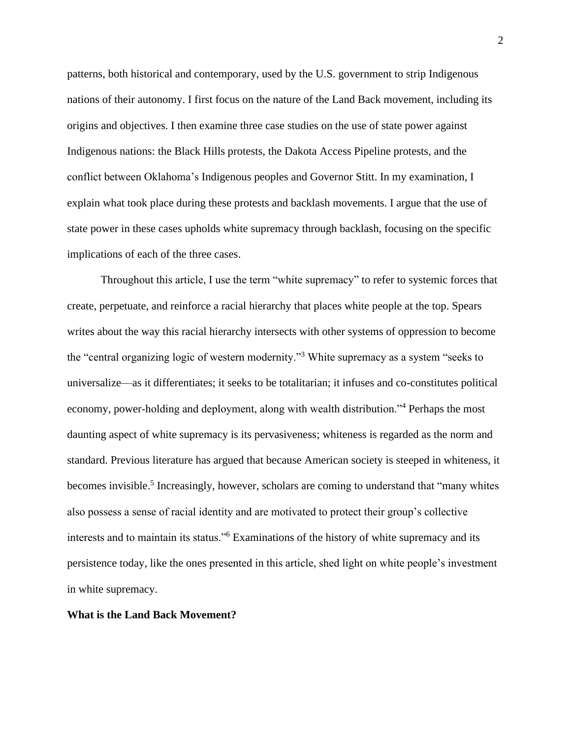patterns, both historical and contemporary, used by the U.S. government to strip Indigenous nations of their autonomy. I first focus on the nature of the Land Back movement, including its origins and objectives. I then examine three case studies on the use of state power against Indigenous nations: the Black Hills protests, the Dakota Access Pipeline protests, and the conflict between Oklahoma's Indigenous peoples and Governor Stitt. In my examination, I explain what took place during these protests and backlash movements. I argue that the use of state power in these cases upholds white supremacy through backlash, focusing on the specific implications of each of the three cases.

Throughout this article, I use the term "white supremacy" to refer to systemic forces that create, perpetuate, and reinforce a racial hierarchy that places white people at the top. Spears writes about the way this racial hierarchy intersects with other systems of oppression to become the "central organizing logic of western modernity."[3] White supremacy as a system "seeks to universalize—as it differentiates; it seeks to be totalitarian; it infuses and co-constitutes political economy, power-holding and deployment, along with wealth distribution."[4] Perhaps the most daunting aspect of white supremacy is its pervasiveness; whiteness is regarded as the norm and standard. Previous literature has argued that because American society is steeped in whiteness, it becomes invisible.[5] Increasingly, however, scholars are coming to understand that "many whites also possess a sense of racial identity and are motivated to protect their group's collective interests and to maintain its status."[6] Examinations of the history of white supremacy and its persistence today, like the ones presented in this article, shed light on white people's investment in white supremacy.

## What is the Land Back Movement?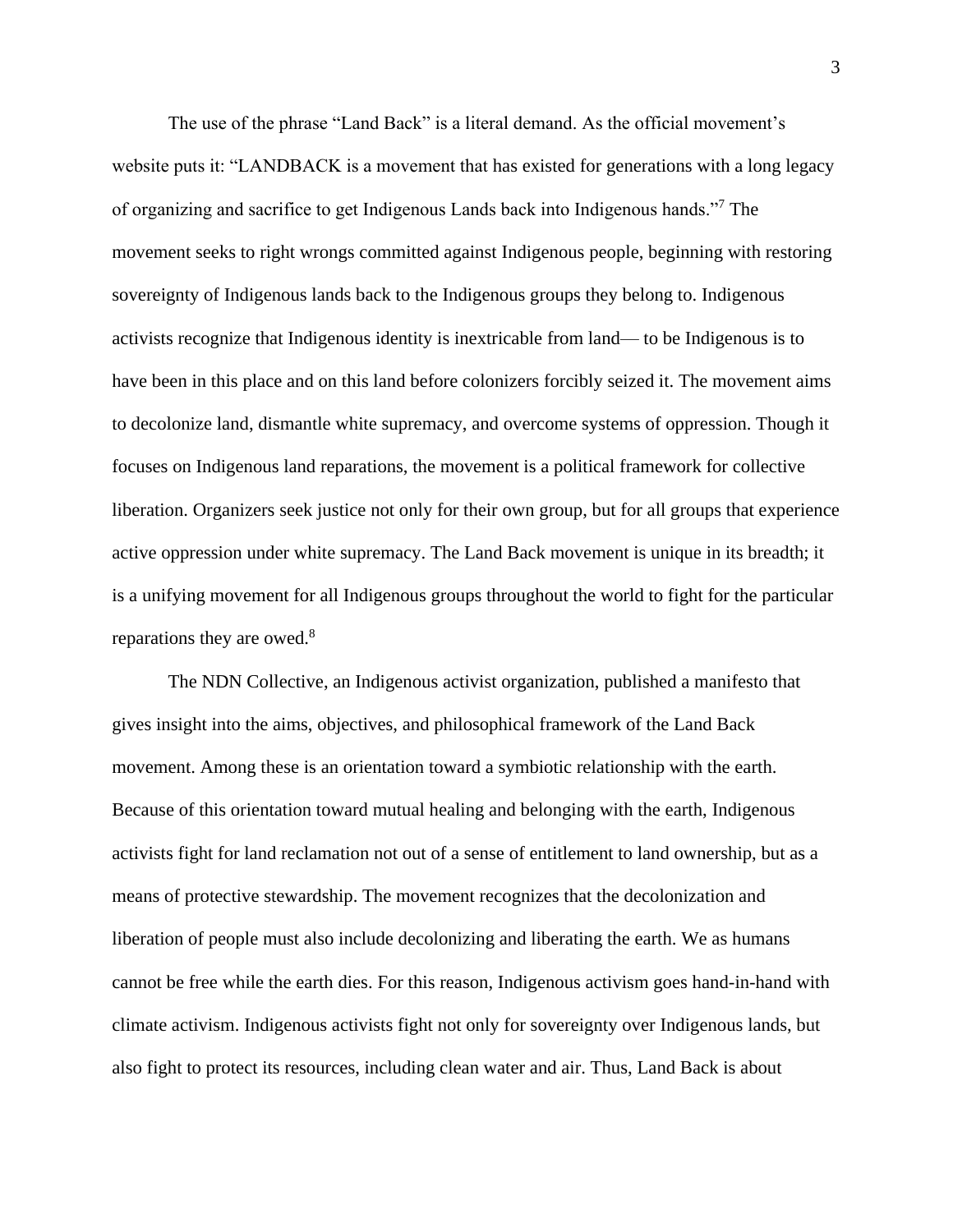The use of the phrase "Land Back" is a literal demand. As the official movement's website puts it: "LANDBACK is a movement that has existed for generations with a long legacy of organizing and sacrifice to get Indigenous Lands back into Indigenous hands."[7] The movement seeks to right wrongs committed against Indigenous people, beginning with restoring sovereignty of Indigenous lands back to the Indigenous groups they belong to. Indigenous activists recognize that Indigenous identity is inextricable from land— to be Indigenous is to have been in this place and on this land before colonizers forcibly seized it. The movement aims to decolonize land, dismantle white supremacy, and overcome systems of oppression. Though it focuses on Indigenous land reparations, the movement is a political framework for collective liberation. Organizers seek justice not only for their own group, but for all groups that experience active oppression under white supremacy. The Land Back movement is unique in its breadth; it is a unifying movement for all Indigenous groups throughout the world to fight for the particular reparations they are owed.[8]

The NDN Collective, an Indigenous activist organization, published a manifesto that gives insight into the aims, objectives, and philosophical framework of the Land Back movement. Among these is an orientation toward a symbiotic relationship with the earth. Because of this orientation toward mutual healing and belonging with the earth, Indigenous activists fight for land reclamation not out of a sense of entitlement to land ownership, but as a means of protective stewardship. The movement recognizes that the decolonization and liberation of people must also include decolonizing and liberating the earth. We as humans cannot be free while the earth dies. For this reason, Indigenous activism goes hand-in-hand with climate activism. Indigenous activists fight not only for sovereignty over Indigenous lands, but also fight to protect its resources, including clean water and air. Thus, Land Back is about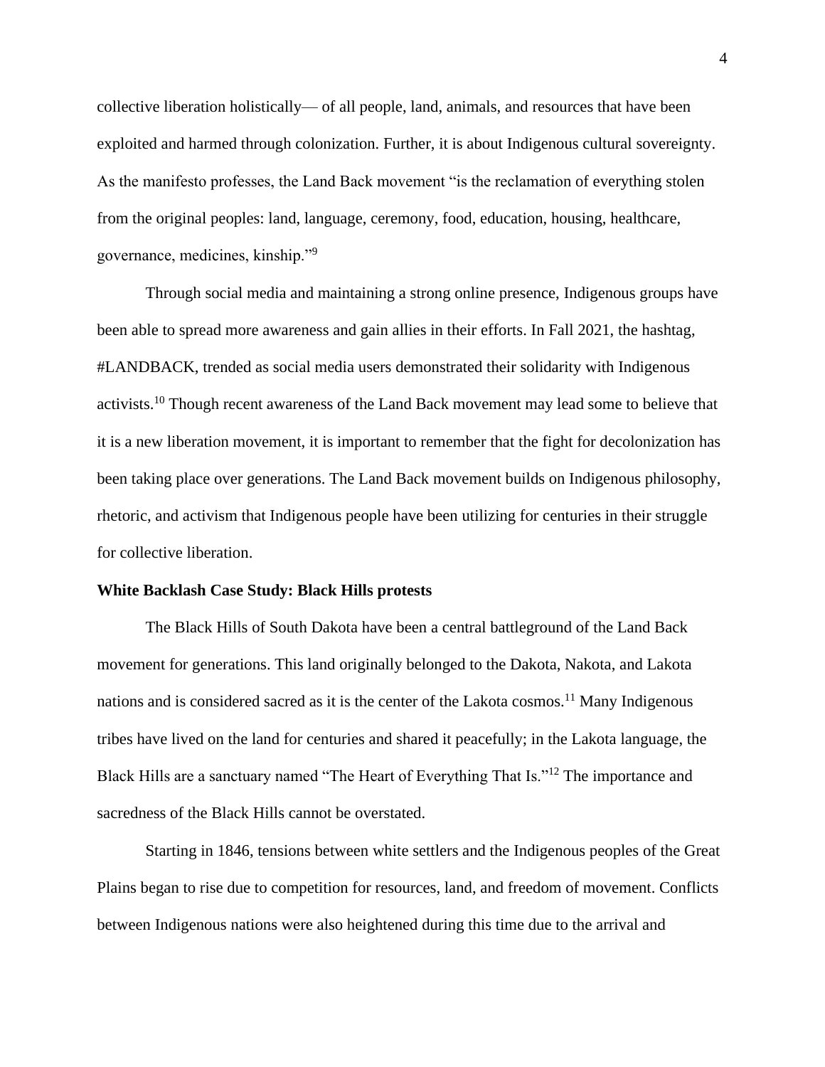collective liberation holistically— of all people, land, animals, and resources that have been exploited and harmed through colonization. Further, it is about Indigenous cultural sovereignty. As the manifesto professes, the Land Back movement "is the reclamation of everything stolen from the original peoples: land, language, ceremony, food, education, housing, healthcare, governance, medicines, kinship."[9]

Through social media and maintaining a strong online presence, Indigenous groups have been able to spread more awareness and gain allies in their efforts. In Fall 2021, the hashtag, #LANDBACK, trended as social media users demonstrated their solidarity with Indigenous activists.[10] Though recent awareness of the Land Back movement may lead some to believe that it is a new liberation movement, it is important to remember that the fight for decolonization has been taking place over generations. The Land Back movement builds on Indigenous philosophy, rhetoric, and activism that Indigenous people have been utilizing for centuries in their struggle for collective liberation.

**White Backlash Case Study: Black Hills protests**

The Black Hills of South Dakota have been a central battleground of the Land Back movement for generations. This land originally belonged to the Dakota, Nakota, and Lakota nations and is considered sacred as it is the center of the Lakota cosmos.[11] Many Indigenous tribes have lived on the land for centuries and shared it peacefully; in the Lakota language, the Black Hills are a sanctuary named "The Heart of Everything That Is."[12] The importance and sacredness of the Black Hills cannot be overstated.

Starting in 1846, tensions between white settlers and the Indigenous peoples of the Great Plains began to rise due to competition for resources, land, and freedom of movement. Conflicts between Indigenous nations were also heightened during this time due to the arrival and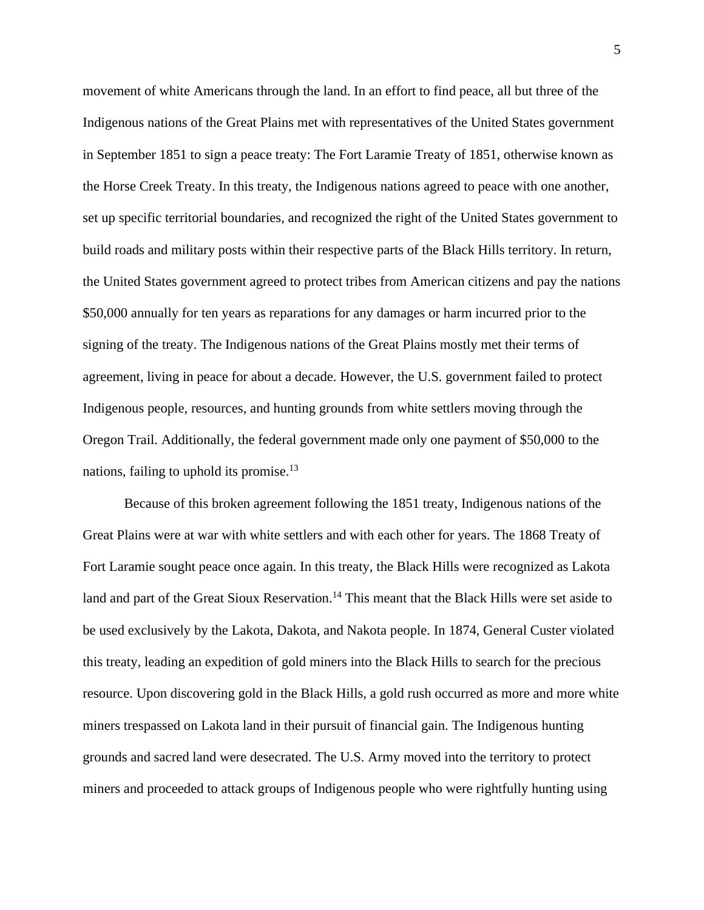movement of white Americans through the land. In an effort to find peace, all but three of the Indigenous nations of the Great Plains met with representatives of the United States government in September 1851 to sign a peace treaty: The Fort Laramie Treaty of 1851, otherwise known as the Horse Creek Treaty. In this treaty, the Indigenous nations agreed to peace with one another, set up specific territorial boundaries, and recognized the right of the United States government to build roads and military posts within their respective parts of the Black Hills territory. In return, the United States government agreed to protect tribes from American citizens and pay the nations $50,000 annually for ten years as reparations for any damages or harm incurred prior to the signing of the treaty. The Indigenous nations of the Great Plains mostly met their terms of agreement, living in peace for about a decade. However, the U.S. government failed to protect Indigenous people, resources, and hunting grounds from white settlers moving through the Oregon Trail. Additionally, the federal government made only one payment of $50,000 to the nations, failing to uphold its promise.[13]

Because of this broken agreement following the 1851 treaty, Indigenous nations of the Great Plains were at war with white settlers and with each other for years. The 1868 Treaty of Fort Laramie sought peace once again. In this treaty, the Black Hills were recognized as Lakota land and part of the Great Sioux Reservation.[14] This meant that the Black Hills were set aside to be used exclusively by the Lakota, Dakota, and Nakota people. In 1874, General Custer violated this treaty, leading an expedition of gold miners into the Black Hills to search for the precious resource. Upon discovering gold in the Black Hills, a gold rush occurred as more and more white miners trespassed on Lakota land in their pursuit of financial gain. The Indigenous hunting grounds and sacred land were desecrated. The U.S. Army moved into the territory to protect miners and proceeded to attack groups of Indigenous people who were rightfully hunting using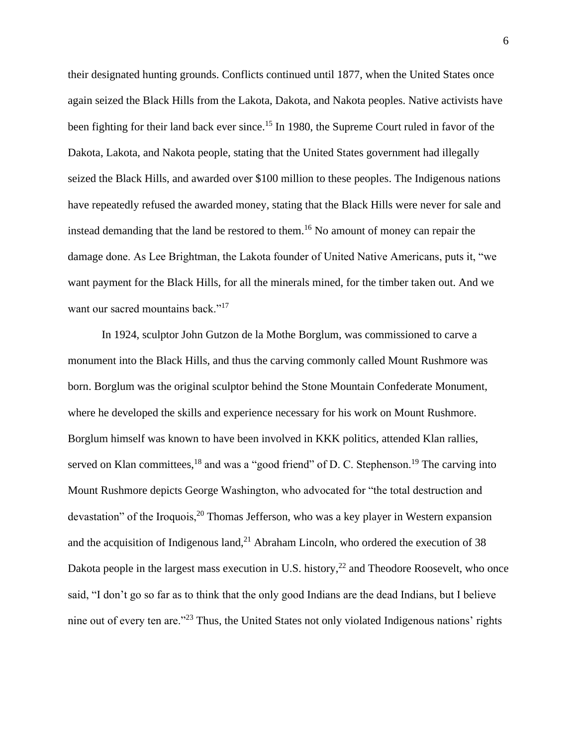their designated hunting grounds. Conflicts continued until 1877, when the United States once again seized the Black Hills from the Lakota, Dakota, and Nakota peoples. Native activists have been fighting for their land back ever since.[15] In 1980, the Supreme Court ruled in favor of the Dakota, Lakota, and Nakota people, stating that the United States government had illegally seized the Black Hills, and awarded over $100 million to these peoples. The Indigenous nations have repeatedly refused the awarded money, stating that the Black Hills were never for sale and instead demanding that the land be restored to them.[16] No amount of money can repair the damage done. As Lee Brightman, the Lakota founder of United Native Americans, puts it, "we want payment for the Black Hills, for all the minerals mined, for the timber taken out. And we want our sacred mountains back."[17]

In 1924, sculptor John Gutzon de la Mothe Borglum, was commissioned to carve a monument into the Black Hills, and thus the carving commonly called Mount Rushmore was born. Borglum was the original sculptor behind the Stone Mountain Confederate Monument, where he developed the skills and experience necessary for his work on Mount Rushmore. Borglum himself was known to have been involved in KKK politics, attended Klan rallies, served on Klan committees,[18] and was a "good friend" of D. C. Stephenson.[19] The carving into Mount Rushmore depicts George Washington, who advocated for "the total destruction and devastation" of the Iroquois,[20] Thomas Jefferson, who was a key player in Western expansion and the acquisition of Indigenous land,[21] Abraham Lincoln, who ordered the execution of 38 Dakota people in the largest mass execution in U.S. history,[22] and Theodore Roosevelt, who once said, "I don't go so far as to think that the only good Indians are the dead Indians, but I believe nine out of every ten are."[23] Thus, the United States not only violated Indigenous nations' rights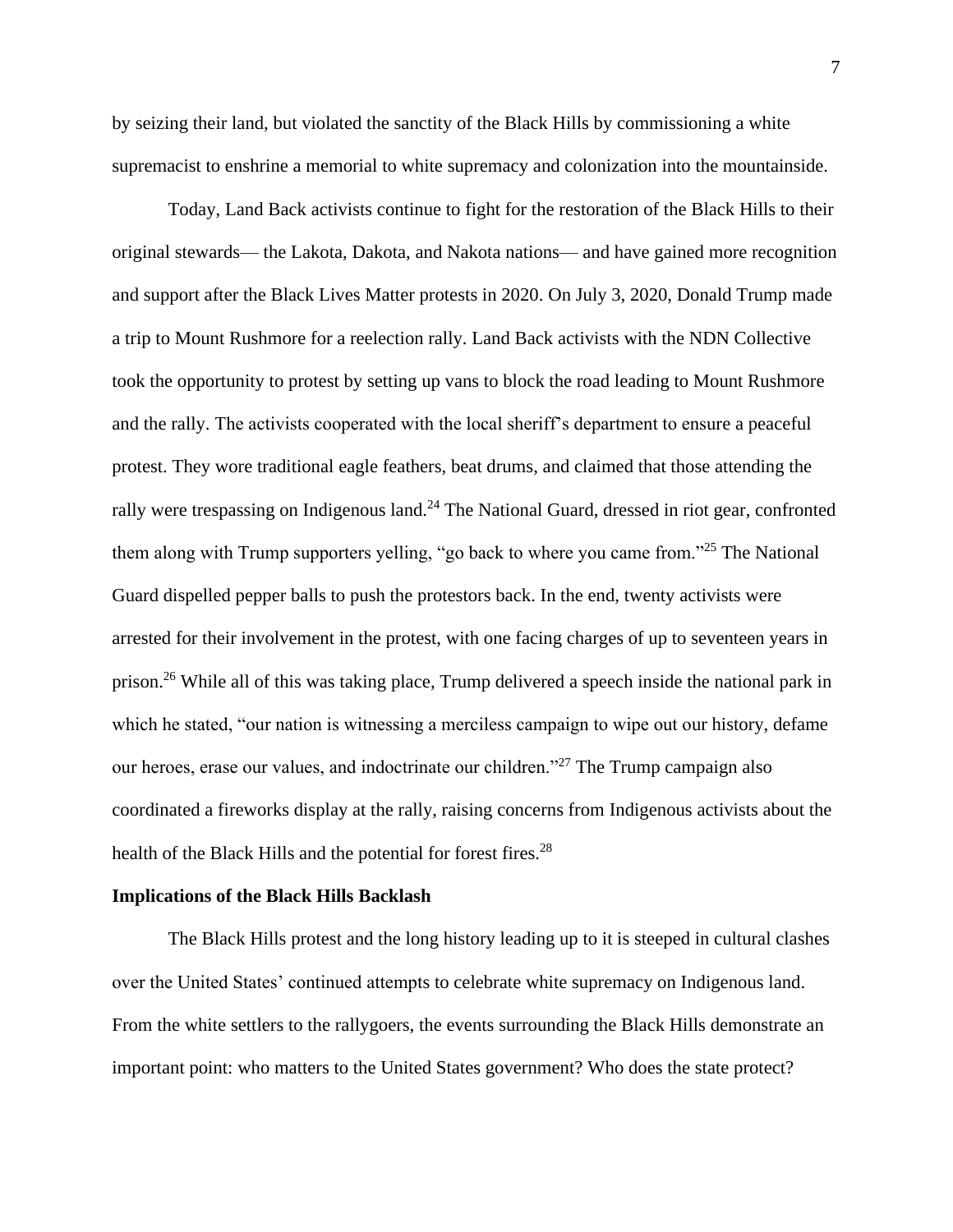by seizing their land, but violated the sanctity of the Black Hills by commissioning a white supremacist to enshrine a memorial to white supremacy and colonization into the mountainside.

Today, Land Back activists continue to fight for the restoration of the Black Hills to their original stewards— the Lakota, Dakota, and Nakota nations— and have gained more recognition and support after the Black Lives Matter protests in 2020. On July 3, 2020, Donald Trump made a trip to Mount Rushmore for a reelection rally. Land Back activists with the NDN Collective took the opportunity to protest by setting up vans to block the road leading to Mount Rushmore and the rally. The activists cooperated with the local sheriff's department to ensure a peaceful protest. They wore traditional eagle feathers, beat drums, and claimed that those attending the rally were trespassing on Indigenous land.[24] The National Guard, dressed in riot gear, confronted them along with Trump supporters yelling, "go back to where you came from."[25] The National Guard dispelled pepper balls to push the protestors back. In the end, twenty activists were arrested for their involvement in the protest, with one facing charges of up to seventeen years in prison.[26] While all of this was taking place, Trump delivered a speech inside the national park in which he stated, "our nation is witnessing a merciless campaign to wipe out our history, defame our heroes, erase our values, and indoctrinate our children."[27] The Trump campaign also coordinated a fireworks display at the rally, raising concerns from Indigenous activists about the health of the Black Hills and the potential for forest fires.[28]

**Implications of the Black Hills Backlash**

The Black Hills protest and the long history leading up to it is steeped in cultural clashes over the United States' continued attempts to celebrate white supremacy on Indigenous land. From the white settlers to the rallygoers, the events surrounding the Black Hills demonstrate an important point: who matters to the United States government? Who does the state protect?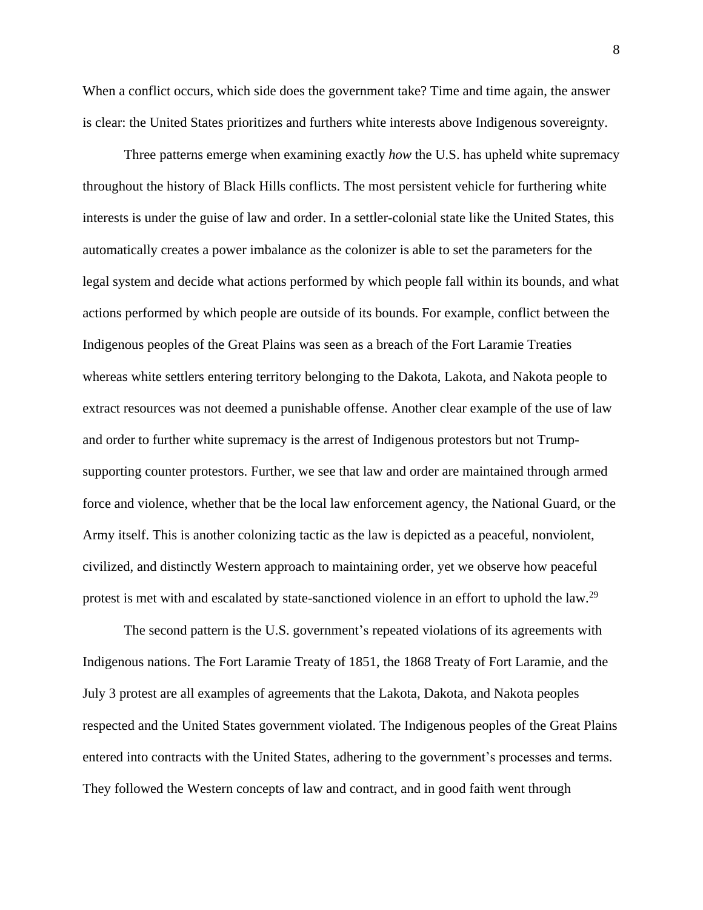When a conflict occurs, which side does the government take? Time and time again, the answer is clear: the United States prioritizes and furthers white interests above Indigenous sovereignty.

Three patterns emerge when examining exactly *how* the U.S. has upheld white supremacy throughout the history of Black Hills conflicts. The most persistent vehicle for furthering white interests is under the guise of law and order. In a settler-colonial state like the United States, this automatically creates a power imbalance as the colonizer is able to set the parameters for the legal system and decide what actions performed by which people fall within its bounds, and what actions performed by which people are outside of its bounds. For example, conflict between the Indigenous peoples of the Great Plains was seen as a breach of the Fort Laramie Treaties whereas white settlers entering territory belonging to the Dakota, Lakota, and Nakota people to extract resources was not deemed a punishable offense. Another clear example of the use of law and order to further white supremacy is the arrest of Indigenous protestors but not Trump-supporting counter protestors. Further, we see that law and order are maintained through armed force and violence, whether that be the local law enforcement agency, the National Guard, or the Army itself. This is another colonizing tactic as the law is depicted as a peaceful, nonviolent, civilized, and distinctly Western approach to maintaining order, yet we observe how peaceful protest is met with and escalated by state-sanctioned violence in an effort to uphold the law.[29]

The second pattern is the U.S. government's repeated violations of its agreements with Indigenous nations. The Fort Laramie Treaty of 1851, the 1868 Treaty of Fort Laramie, and the July 3 protest are all examples of agreements that the Lakota, Dakota, and Nakota peoples respected and the United States government violated. The Indigenous peoples of the Great Plains entered into contracts with the United States, adhering to the government's processes and terms. They followed the Western concepts of law and contract, and in good faith went through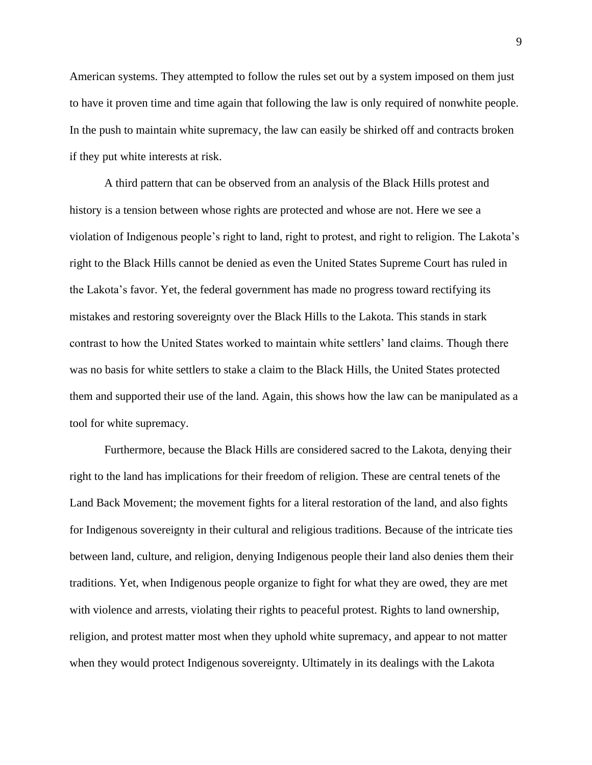American systems. They attempted to follow the rules set out by a system imposed on them just to have it proven time and time again that following the law is only required of nonwhite people. In the push to maintain white supremacy, the law can easily be shirked off and contracts broken if they put white interests at risk.

A third pattern that can be observed from an analysis of the Black Hills protest and history is a tension between whose rights are protected and whose are not. Here we see a violation of Indigenous people's right to land, right to protest, and right to religion. The Lakota's right to the Black Hills cannot be denied as even the United States Supreme Court has ruled in the Lakota's favor. Yet, the federal government has made no progress toward rectifying its mistakes and restoring sovereignty over the Black Hills to the Lakota. This stands in stark contrast to how the United States worked to maintain white settlers' land claims. Though there was no basis for white settlers to stake a claim to the Black Hills, the United States protected them and supported their use of the land. Again, this shows how the law can be manipulated as a tool for white supremacy.

Furthermore, because the Black Hills are considered sacred to the Lakota, denying their right to the land has implications for their freedom of religion. These are central tenets of the Land Back Movement; the movement fights for a literal restoration of the land, and also fights for Indigenous sovereignty in their cultural and religious traditions. Because of the intricate ties between land, culture, and religion, denying Indigenous people their land also denies them their traditions. Yet, when Indigenous people organize to fight for what they are owed, they are met with violence and arrests, violating their rights to peaceful protest. Rights to land ownership, religion, and protest matter most when they uphold white supremacy, and appear to not matter when they would protect Indigenous sovereignty. Ultimately in its dealings with the Lakota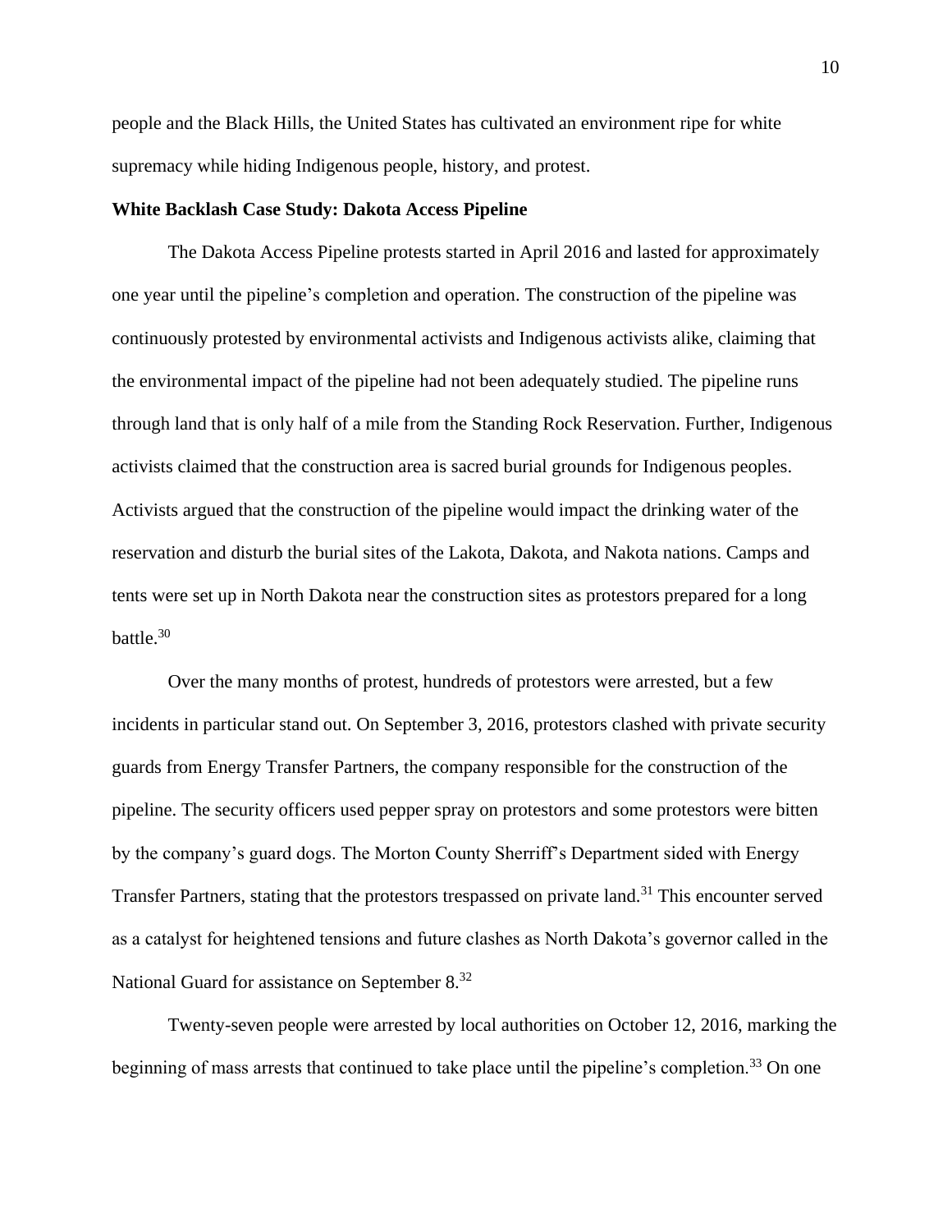people and the Black Hills, the United States has cultivated an environment ripe for white supremacy while hiding Indigenous people, history, and protest.

**White Backlash Case Study: Dakota Access Pipeline**

The Dakota Access Pipeline protests started in April 2016 and lasted for approximately one year until the pipeline's completion and operation. The construction of the pipeline was continuously protested by environmental activists and Indigenous activists alike, claiming that the environmental impact of the pipeline had not been adequately studied. The pipeline runs through land that is only half of a mile from the Standing Rock Reservation. Further, Indigenous activists claimed that the construction area is sacred burial grounds for Indigenous peoples. Activists argued that the construction of the pipeline would impact the drinking water of the reservation and disturb the burial sites of the Lakota, Dakota, and Nakota nations. Camps and tents were set up in North Dakota near the construction sites as protestors prepared for a long battle.[30]

Over the many months of protest, hundreds of protestors were arrested, but a few incidents in particular stand out. On September 3, 2016, protestors clashed with private security guards from Energy Transfer Partners, the company responsible for the construction of the pipeline. The security officers used pepper spray on protestors and some protestors were bitten by the company's guard dogs. The Morton County Sherriff's Department sided with Energy Transfer Partners, stating that the protestors trespassed on private land.[31] This encounter served as a catalyst for heightened tensions and future clashes as North Dakota's governor called in the National Guard for assistance on September 8.[32]

Twenty-seven people were arrested by local authorities on October 12, 2016, marking the beginning of mass arrests that continued to take place until the pipeline's completion.[33] On one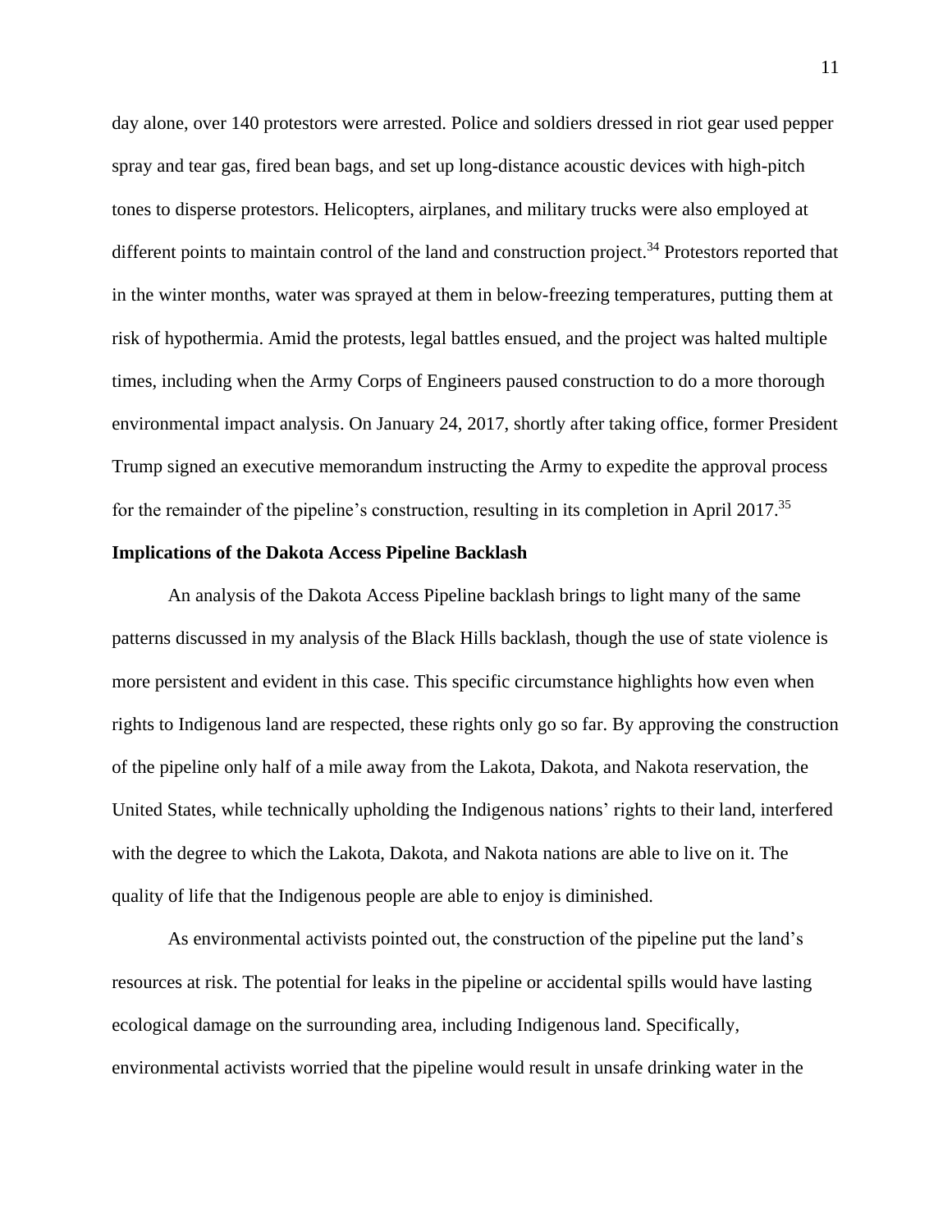day alone, over 140 protestors were arrested. Police and soldiers dressed in riot gear used pepper spray and tear gas, fired bean bags, and set up long-distance acoustic devices with high-pitch tones to disperse protestors. Helicopters, airplanes, and military trucks were also employed at different points to maintain control of the land and construction project.[34] Protestors reported that in the winter months, water was sprayed at them in below-freezing temperatures, putting them at risk of hypothermia. Amid the protests, legal battles ensued, and the project was halted multiple times, including when the Army Corps of Engineers paused construction to do a more thorough environmental impact analysis. On January 24, 2017, shortly after taking office, former President Trump signed an executive memorandum instructing the Army to expedite the approval process for the remainder of the pipeline's construction, resulting in its completion in April 2017.[35]

**Implications of the Dakota Access Pipeline Backlash**

An analysis of the Dakota Access Pipeline backlash brings to light many of the same patterns discussed in my analysis of the Black Hills backlash, though the use of state violence is more persistent and evident in this case. This specific circumstance highlights how even when rights to Indigenous land are respected, these rights only go so far. By approving the construction of the pipeline only half of a mile away from the Lakota, Dakota, and Nakota reservation, the United States, while technically upholding the Indigenous nations' rights to their land, interfered with the degree to which the Lakota, Dakota, and Nakota nations are able to live on it. The quality of life that the Indigenous people are able to enjoy is diminished.

As environmental activists pointed out, the construction of the pipeline put the land's resources at risk. The potential for leaks in the pipeline or accidental spills would have lasting ecological damage on the surrounding area, including Indigenous land. Specifically, environmental activists worried that the pipeline would result in unsafe drinking water in the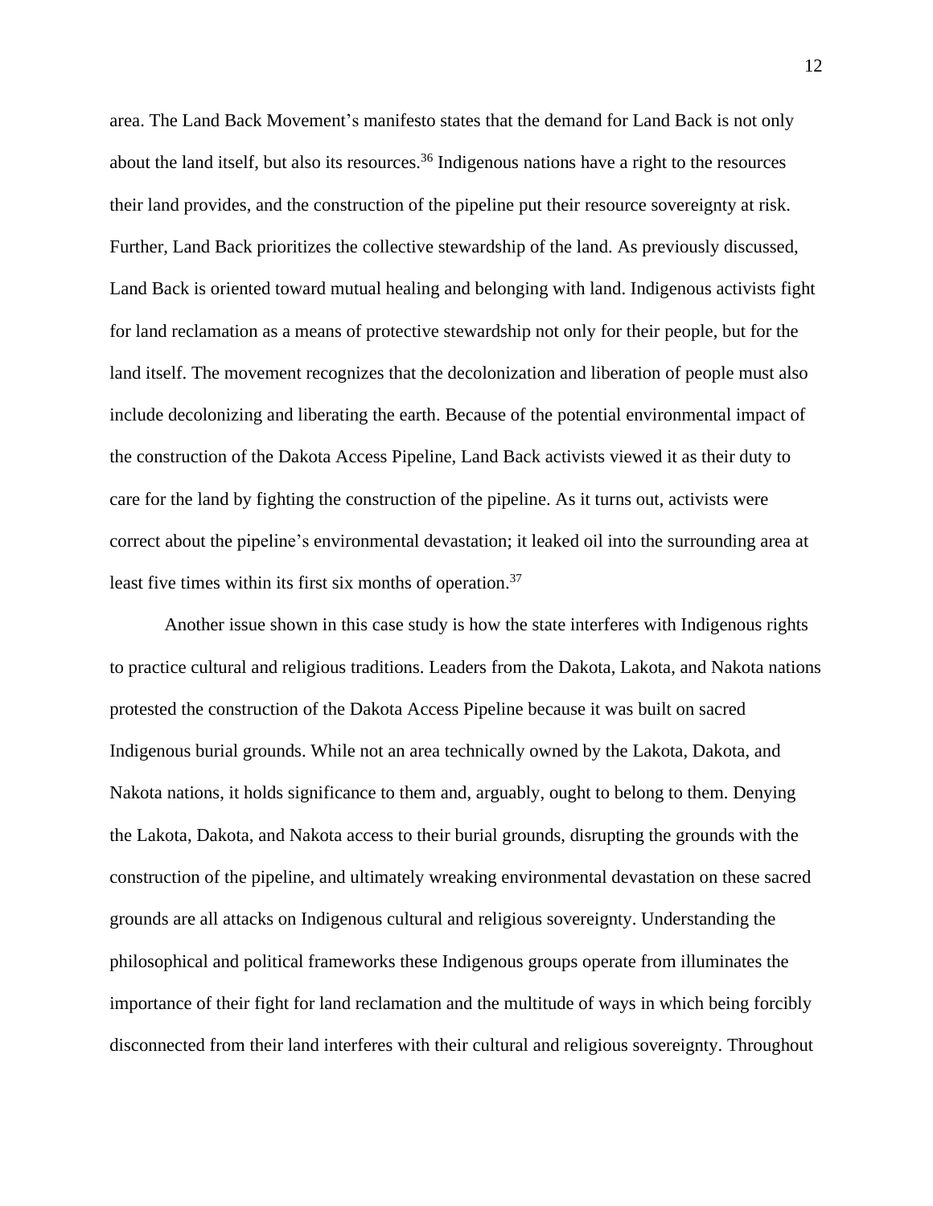area. The Land Back Movement's manifesto states that the demand for Land Back is not only about the land itself, but also its resources.[36] Indigenous nations have a right to the resources their land provides, and the construction of the pipeline put their resource sovereignty at risk. Further, Land Back prioritizes the collective stewardship of the land. As previously discussed, Land Back is oriented toward mutual healing and belonging with land. Indigenous activists fight for land reclamation as a means of protective stewardship not only for their people, but for the land itself. The movement recognizes that the decolonization and liberation of people must also include decolonizing and liberating the earth. Because of the potential environmental impact of the construction of the Dakota Access Pipeline, Land Back activists viewed it as their duty to care for the land by fighting the construction of the pipeline. As it turns out, activists were correct about the pipeline's environmental devastation; it leaked oil into the surrounding area at least five times within its first six months of operation.[37]

Another issue shown in this case study is how the state interferes with Indigenous rights to practice cultural and religious traditions. Leaders from the Dakota, Lakota, and Nakota nations protested the construction of the Dakota Access Pipeline because it was built on sacred Indigenous burial grounds. While not an area technically owned by the Lakota, Dakota, and Nakota nations, it holds significance to them and, arguably, ought to belong to them. Denying the Lakota, Dakota, and Nakota access to their burial grounds, disrupting the grounds with the construction of the pipeline, and ultimately wreaking environmental devastation on these sacred grounds are all attacks on Indigenous cultural and religious sovereignty. Understanding the philosophical and political frameworks these Indigenous groups operate from illuminates the importance of their fight for land reclamation and the multitude of ways in which being forcibly disconnected from their land interferes with their cultural and religious sovereignty. Throughout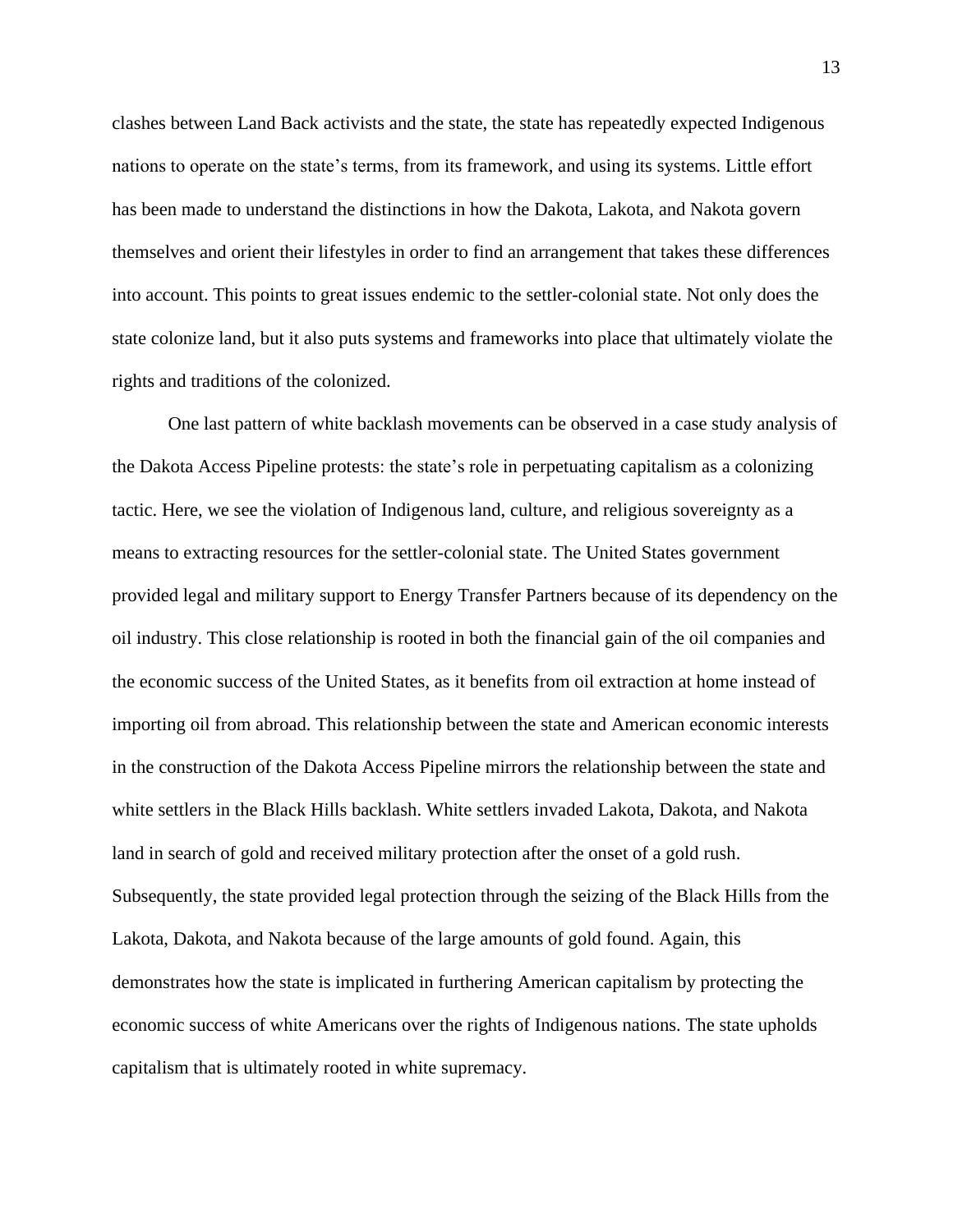clashes between Land Back activists and the state, the state has repeatedly expected Indigenous nations to operate on the state's terms, from its framework, and using its systems. Little effort has been made to understand the distinctions in how the Dakota, Lakota, and Nakota govern themselves and orient their lifestyles in order to find an arrangement that takes these differences into account. This points to great issues endemic to the settler-colonial state. Not only does the state colonize land, but it also puts systems and frameworks into place that ultimately violate the rights and traditions of the colonized.

One last pattern of white backlash movements can be observed in a case study analysis of the Dakota Access Pipeline protests: the state's role in perpetuating capitalism as a colonizing tactic. Here, we see the violation of Indigenous land, culture, and religious sovereignty as a means to extracting resources for the settler-colonial state. The United States government provided legal and military support to Energy Transfer Partners because of its dependency on the oil industry. This close relationship is rooted in both the financial gain of the oil companies and the economic success of the United States, as it benefits from oil extraction at home instead of importing oil from abroad. This relationship between the state and American economic interests in the construction of the Dakota Access Pipeline mirrors the relationship between the state and white settlers in the Black Hills backlash. White settlers invaded Lakota, Dakota, and Nakota land in search of gold and received military protection after the onset of a gold rush. Subsequently, the state provided legal protection through the seizing of the Black Hills from the Lakota, Dakota, and Nakota because of the large amounts of gold found. Again, this demonstrates how the state is implicated in furthering American capitalism by protecting the economic success of white Americans over the rights of Indigenous nations. The state upholds capitalism that is ultimately rooted in white supremacy.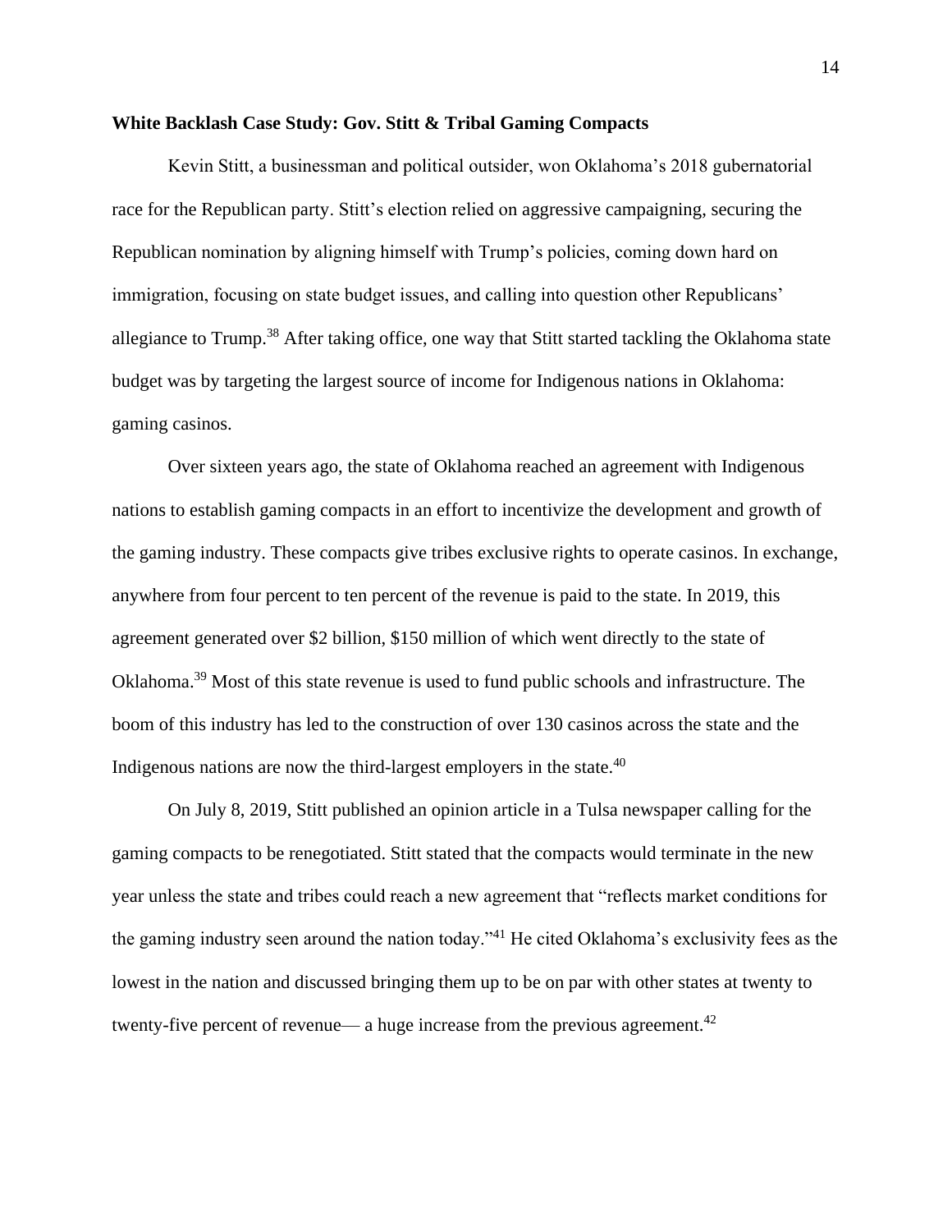**White Backlash Case Study: Gov. Stitt & Tribal Gaming Compacts**

Kevin Stitt, a businessman and political outsider, won Oklahoma's 2018 gubernatorial race for the Republican party. Stitt's election relied on aggressive campaigning, securing the Republican nomination by aligning himself with Trump's policies, coming down hard on immigration, focusing on state budget issues, and calling into question other Republicans' allegiance to Trump.[38] After taking office, one way that Stitt started tackling the Oklahoma state budget was by targeting the largest source of income for Indigenous nations in Oklahoma: gaming casinos.

Over sixteen years ago, the state of Oklahoma reached an agreement with Indigenous nations to establish gaming compacts in an effort to incentivize the development and growth of the gaming industry. These compacts give tribes exclusive rights to operate casinos. In exchange, anywhere from four percent to ten percent of the revenue is paid to the state. In 2019, this agreement generated over $2 billion, $150 million of which went directly to the state of Oklahoma.[39] Most of this state revenue is used to fund public schools and infrastructure. The boom of this industry has led to the construction of over 130 casinos across the state and the Indigenous nations are now the third-largest employers in the state.[40]

On July 8, 2019, Stitt published an opinion article in a Tulsa newspaper calling for the gaming compacts to be renegotiated. Stitt stated that the compacts would terminate in the new year unless the state and tribes could reach a new agreement that "reflects market conditions for the gaming industry seen around the nation today."[41] He cited Oklahoma's exclusivity fees as the lowest in the nation and discussed bringing them up to be on par with other states at twenty to twenty-five percent of revenue— a huge increase from the previous agreement.[42]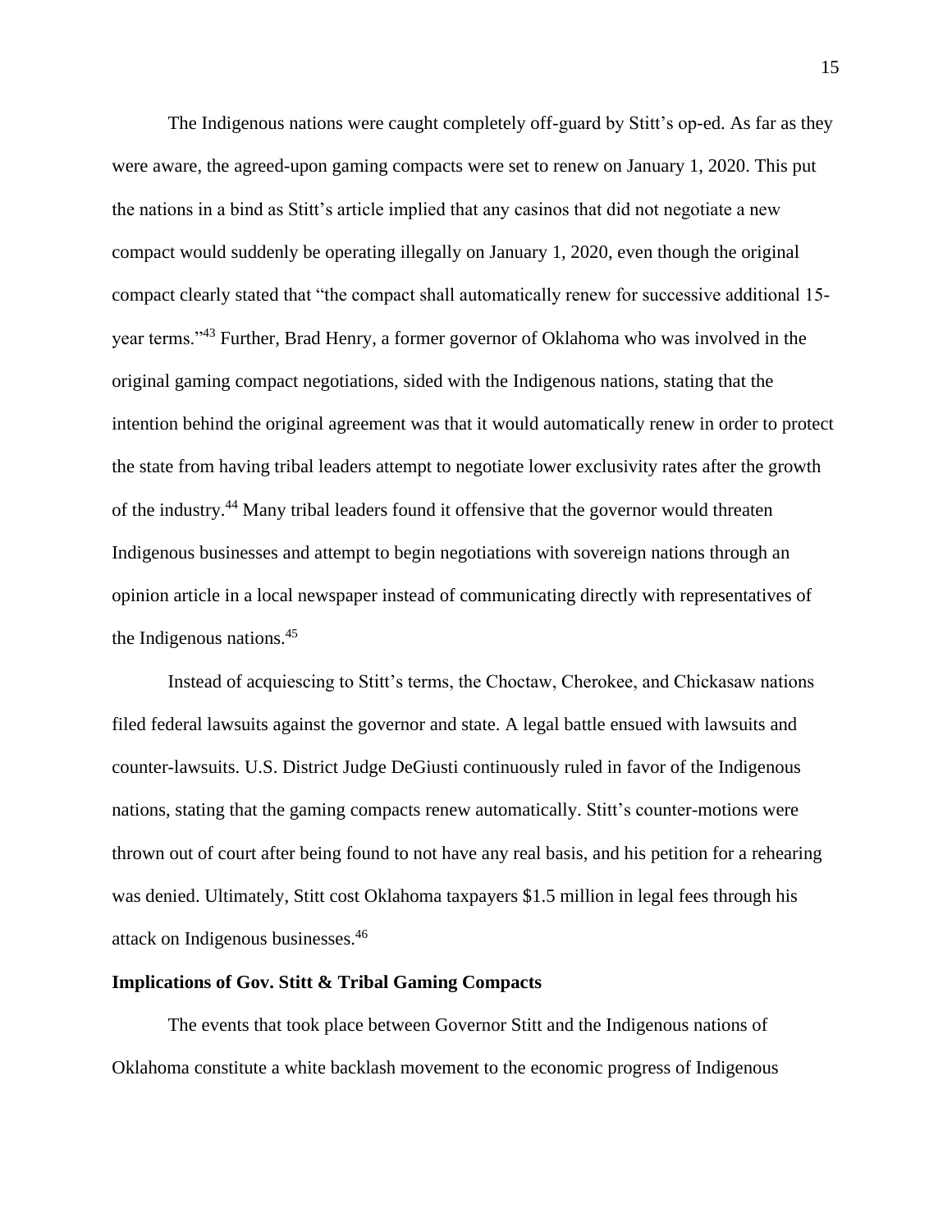The Indigenous nations were caught completely off-guard by Stitt's op-ed. As far as they were aware, the agreed-upon gaming compacts were set to renew on January 1, 2020. This put the nations in a bind as Stitt's article implied that any casinos that did not negotiate a new compact would suddenly be operating illegally on January 1, 2020, even though the original compact clearly stated that "the compact shall automatically renew for successive additional 15-year terms."[43] Further, Brad Henry, a former governor of Oklahoma who was involved in the original gaming compact negotiations, sided with the Indigenous nations, stating that the intention behind the original agreement was that it would automatically renew in order to protect the state from having tribal leaders attempt to negotiate lower exclusivity rates after the growth of the industry.[44] Many tribal leaders found it offensive that the governor would threaten Indigenous businesses and attempt to begin negotiations with sovereign nations through an opinion article in a local newspaper instead of communicating directly with representatives of the Indigenous nations.[45]

Instead of acquiescing to Stitt's terms, the Choctaw, Cherokee, and Chickasaw nations filed federal lawsuits against the governor and state. A legal battle ensued with lawsuits and counter-lawsuits. U.S. District Judge DeGiusti continuously ruled in favor of the Indigenous nations, stating that the gaming compacts renew automatically. Stitt's counter-motions were thrown out of court after being found to not have any real basis, and his petition for a rehearing was denied. Ultimately, Stitt cost Oklahoma taxpayers $1.5 million in legal fees through his attack on Indigenous businesses.[46]

**Implications of Gov. Stitt & Tribal Gaming Compacts**

The events that took place between Governor Stitt and the Indigenous nations of Oklahoma constitute a white backlash movement to the economic progress of Indigenous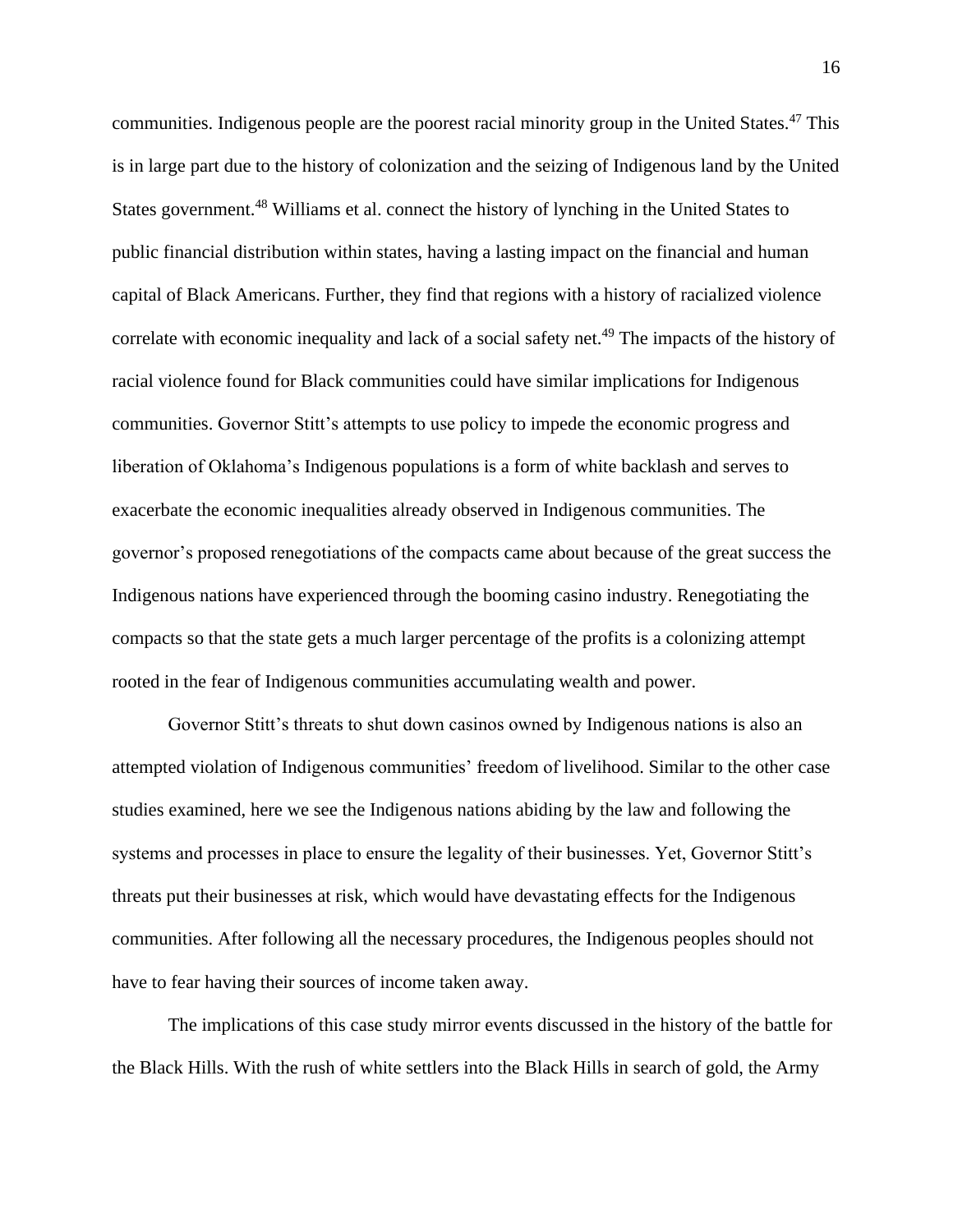communities. Indigenous people are the poorest racial minority group in the United States.[47] This is in large part due to the history of colonization and the seizing of Indigenous land by the United States government.[48] Williams et al. connect the history of lynching in the United States to public financial distribution within states, having a lasting impact on the financial and human capital of Black Americans. Further, they find that regions with a history of racialized violence correlate with economic inequality and lack of a social safety net.[49] The impacts of the history of racial violence found for Black communities could have similar implications for Indigenous communities. Governor Stitt's attempts to use policy to impede the economic progress and liberation of Oklahoma's Indigenous populations is a form of white backlash and serves to exacerbate the economic inequalities already observed in Indigenous communities. The governor's proposed renegotiations of the compacts came about because of the great success the Indigenous nations have experienced through the booming casino industry. Renegotiating the compacts so that the state gets a much larger percentage of the profits is a colonizing attempt rooted in the fear of Indigenous communities accumulating wealth and power.

Governor Stitt's threats to shut down casinos owned by Indigenous nations is also an attempted violation of Indigenous communities' freedom of livelihood. Similar to the other case studies examined, here we see the Indigenous nations abiding by the law and following the systems and processes in place to ensure the legality of their businesses. Yet, Governor Stitt's threats put their businesses at risk, which would have devastating effects for the Indigenous communities. After following all the necessary procedures, the Indigenous peoples should not have to fear having their sources of income taken away.

The implications of this case study mirror events discussed in the history of the battle for the Black Hills. With the rush of white settlers into the Black Hills in search of gold, the Army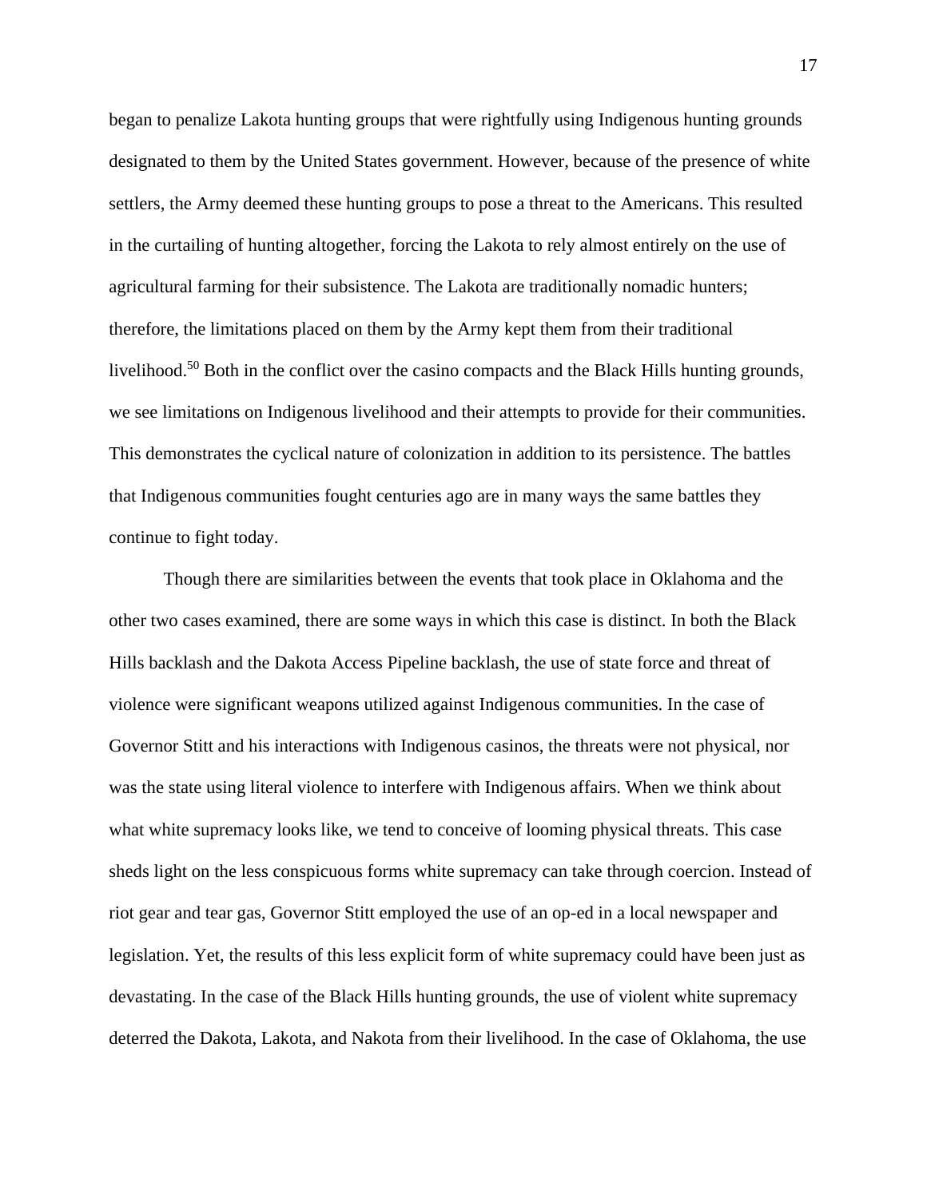began to penalize Lakota hunting groups that were rightfully using Indigenous hunting grounds designated to them by the United States government. However, because of the presence of white settlers, the Army deemed these hunting groups to pose a threat to the Americans. This resulted in the curtailing of hunting altogether, forcing the Lakota to rely almost entirely on the use of agricultural farming for their subsistence. The Lakota are traditionally nomadic hunters; therefore, the limitations placed on them by the Army kept them from their traditional livelihood.[50] Both in the conflict over the casino compacts and the Black Hills hunting grounds, we see limitations on Indigenous livelihood and their attempts to provide for their communities. This demonstrates the cyclical nature of colonization in addition to its persistence. The battles that Indigenous communities fought centuries ago are in many ways the same battles they continue to fight today.

Though there are similarities between the events that took place in Oklahoma and the other two cases examined, there are some ways in which this case is distinct. In both the Black Hills backlash and the Dakota Access Pipeline backlash, the use of state force and threat of violence were significant weapons utilized against Indigenous communities. In the case of Governor Stitt and his interactions with Indigenous casinos, the threats were not physical, nor was the state using literal violence to interfere with Indigenous affairs. When we think about what white supremacy looks like, we tend to conceive of looming physical threats. This case sheds light on the less conspicuous forms white supremacy can take through coercion. Instead of riot gear and tear gas, Governor Stitt employed the use of an op-ed in a local newspaper and legislation. Yet, the results of this less explicit form of white supremacy could have been just as devastating. In the case of the Black Hills hunting grounds, the use of violent white supremacy deterred the Dakota, Lakota, and Nakota from their livelihood. In the case of Oklahoma, the use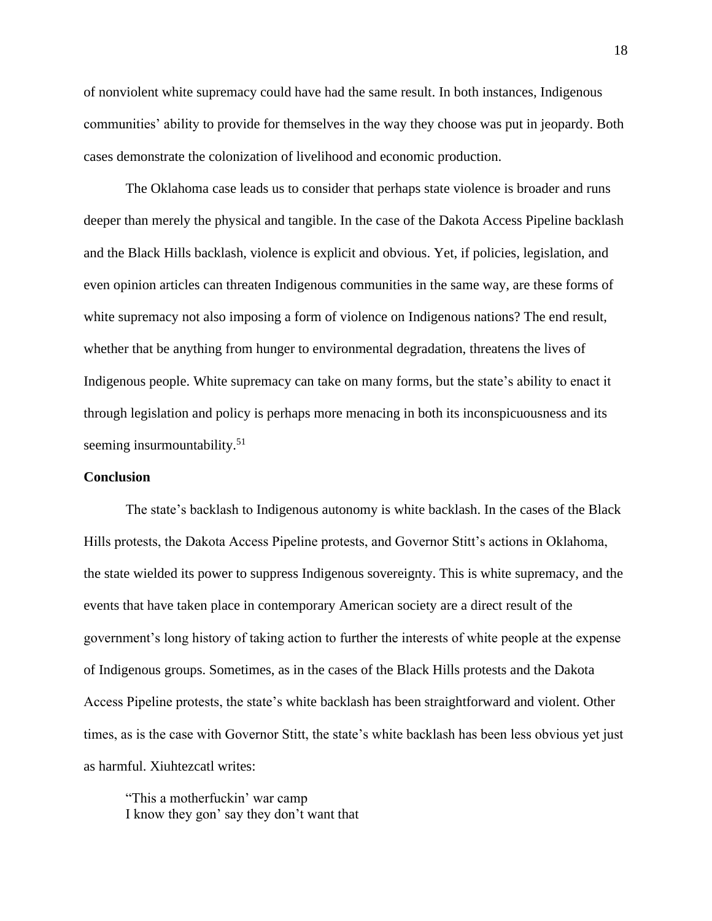of nonviolent white supremacy could have had the same result. In both instances, Indigenous communities' ability to provide for themselves in the way they choose was put in jeopardy. Both cases demonstrate the colonization of livelihood and economic production.

The Oklahoma case leads us to consider that perhaps state violence is broader and runs deeper than merely the physical and tangible. In the case of the Dakota Access Pipeline backlash and the Black Hills backlash, violence is explicit and obvious. Yet, if policies, legislation, and even opinion articles can threaten Indigenous communities in the same way, are these forms of white supremacy not also imposing a form of violence on Indigenous nations? The end result, whether that be anything from hunger to environmental degradation, threatens the lives of Indigenous people. White supremacy can take on many forms, but the state's ability to enact it through legislation and policy is perhaps more menacing in both its inconspicuousness and its seeming insurmountability.[51]

**Conclusion**

The state's backlash to Indigenous autonomy is white backlash. In the cases of the Black Hills protests, the Dakota Access Pipeline protests, and Governor Stitt's actions in Oklahoma, the state wielded its power to suppress Indigenous sovereignty. This is white supremacy, and the events that have taken place in contemporary American society are a direct result of the government's long history of taking action to further the interests of white people at the expense of Indigenous groups. Sometimes, as in the cases of the Black Hills protests and the Dakota Access Pipeline protests, the state's white backlash has been straightforward and violent. Other times, as is the case with Governor Stitt, the state's white backlash has been less obvious yet just as harmful. Xiuhtezcatl writes:

> "This a motherfuckin' war camp
> I know they gon' say they don't want that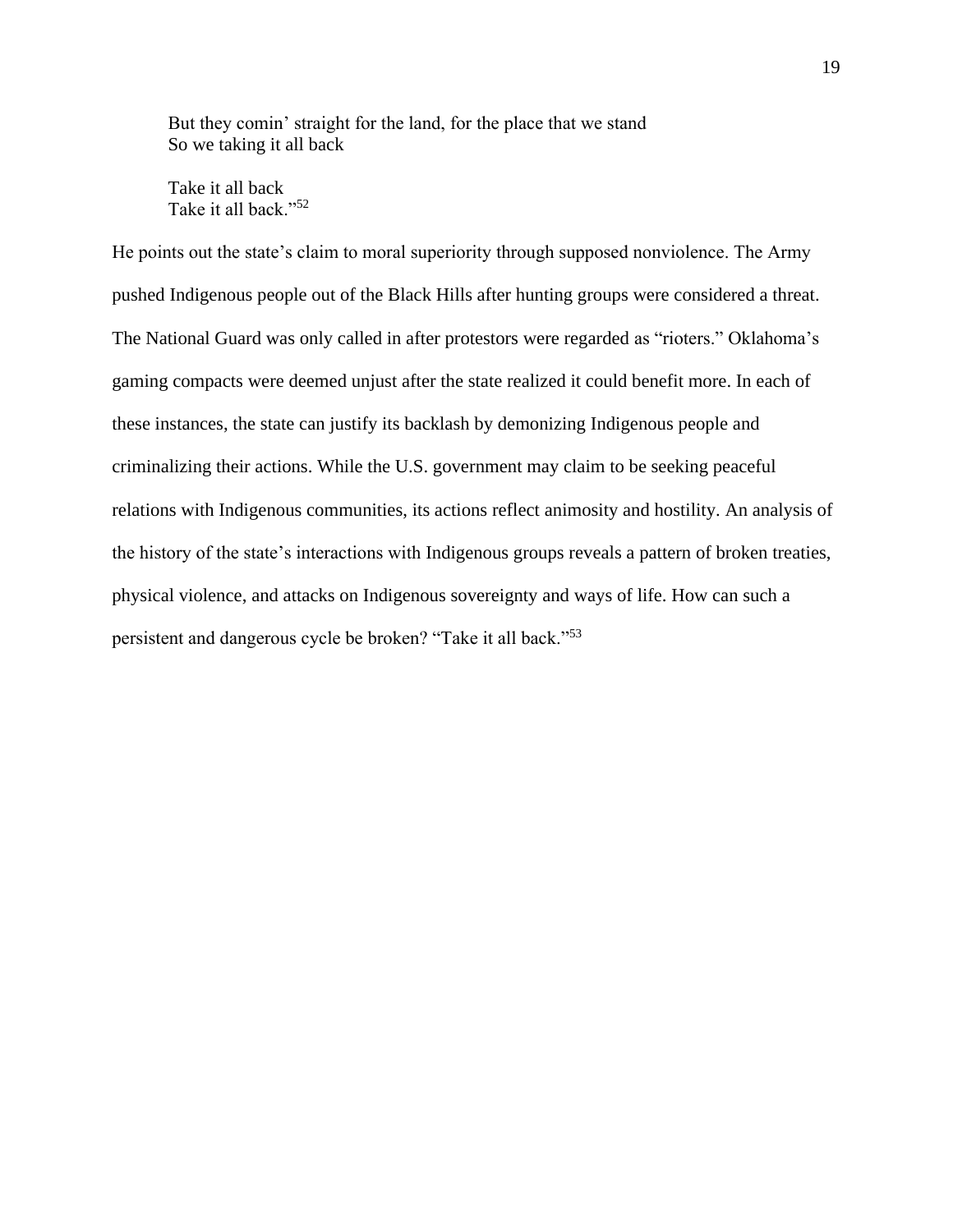> But they comin' straight for the land, for the place that we stand
> So we taking it all back
>
> Take it all back
> Take it all back."[52]

He points out the state's claim to moral superiority through supposed nonviolence. The Army pushed Indigenous people out of the Black Hills after hunting groups were considered a threat. The National Guard was only called in after protestors were regarded as "rioters." Oklahoma's gaming compacts were deemed unjust after the state realized it could benefit more. In each of these instances, the state can justify its backlash by demonizing Indigenous people and criminalizing their actions. While the U.S. government may claim to be seeking peaceful relations with Indigenous communities, its actions reflect animosity and hostility. An analysis of the history of the state's interactions with Indigenous groups reveals a pattern of broken treaties, physical violence, and attacks on Indigenous sovereignty and ways of life. How can such a persistent and dangerous cycle be broken? "Take it all back."[53]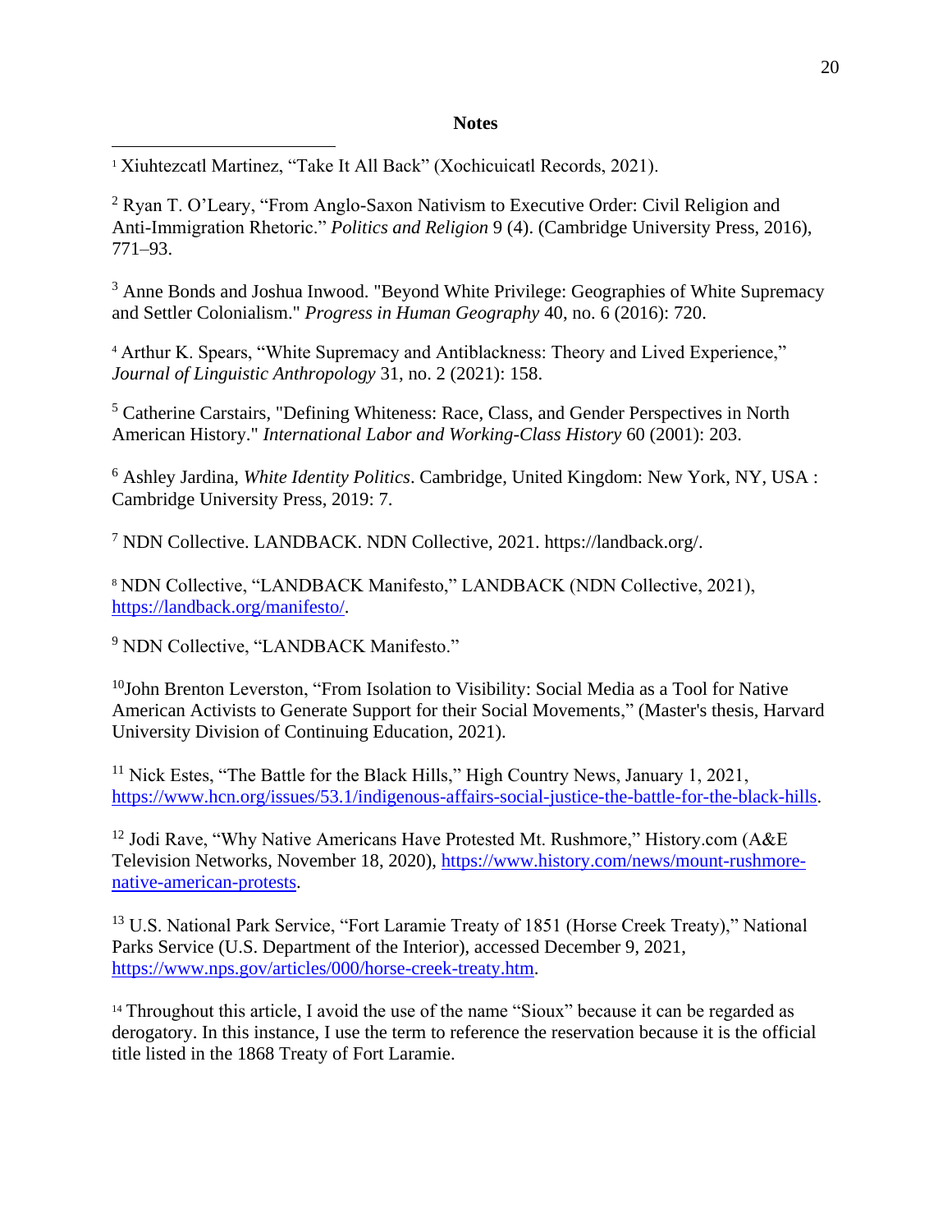## Notes

[1] Xiuhtezcatl Martinez, "Take It All Back" (Xochicuicatl Records, 2021).

[2] Ryan T. O'Leary, "From Anglo-Saxon Nativism to Executive Order: Civil Religion and Anti-Immigration Rhetoric." *Politics and Religion* 9 (4). (Cambridge University Press, 2016), 771–93.

[3] Anne Bonds and Joshua Inwood. "Beyond White Privilege: Geographies of White Supremacy and Settler Colonialism." *Progress in Human Geography* 40, no. 6 (2016): 720.

[4] Arthur K. Spears, "White Supremacy and Antiblackness: Theory and Lived Experience," *Journal of Linguistic Anthropology* 31, no. 2 (2021): 158.

[5] Catherine Carstairs, "Defining Whiteness: Race, Class, and Gender Perspectives in North American History." *International Labor and Working-Class History* 60 (2001): 203.

[6] Ashley Jardina, *White Identity Politics*. Cambridge, United Kingdom: New York, NY, USA : Cambridge University Press, 2019: 7.

[7] NDN Collective. LANDBACK. NDN Collective, 2021. https://landback.org/.

[8] NDN Collective, "LANDBACK Manifesto," LANDBACK (NDN Collective, 2021), https://landback.org/manifesto/.

[9] NDN Collective, "LANDBACK Manifesto."

[10] John Brenton Leverston, "From Isolation to Visibility: Social Media as a Tool for Native American Activists to Generate Support for their Social Movements," (Master's thesis, Harvard University Division of Continuing Education, 2021).

[11] Nick Estes, "The Battle for the Black Hills," High Country News, January 1, 2021, https://www.hcn.org/issues/53.1/indigenous-affairs-social-justice-the-battle-for-the-black-hills.

[12] Jodi Rave, "Why Native Americans Have Protested Mt. Rushmore," History.com (A&E Television Networks, November 18, 2020), https://www.history.com/news/mount-rushmore-native-american-protests.

[13] U.S. National Park Service, "Fort Laramie Treaty of 1851 (Horse Creek Treaty)," National Parks Service (U.S. Department of the Interior), accessed December 9, 2021, https://www.nps.gov/articles/000/horse-creek-treaty.htm.

[14] Throughout this article, I avoid the use of the name "Sioux" because it can be regarded as derogatory. In this instance, I use the term to reference the reservation because it is the official title listed in the 1868 Treaty of Fort Laramie.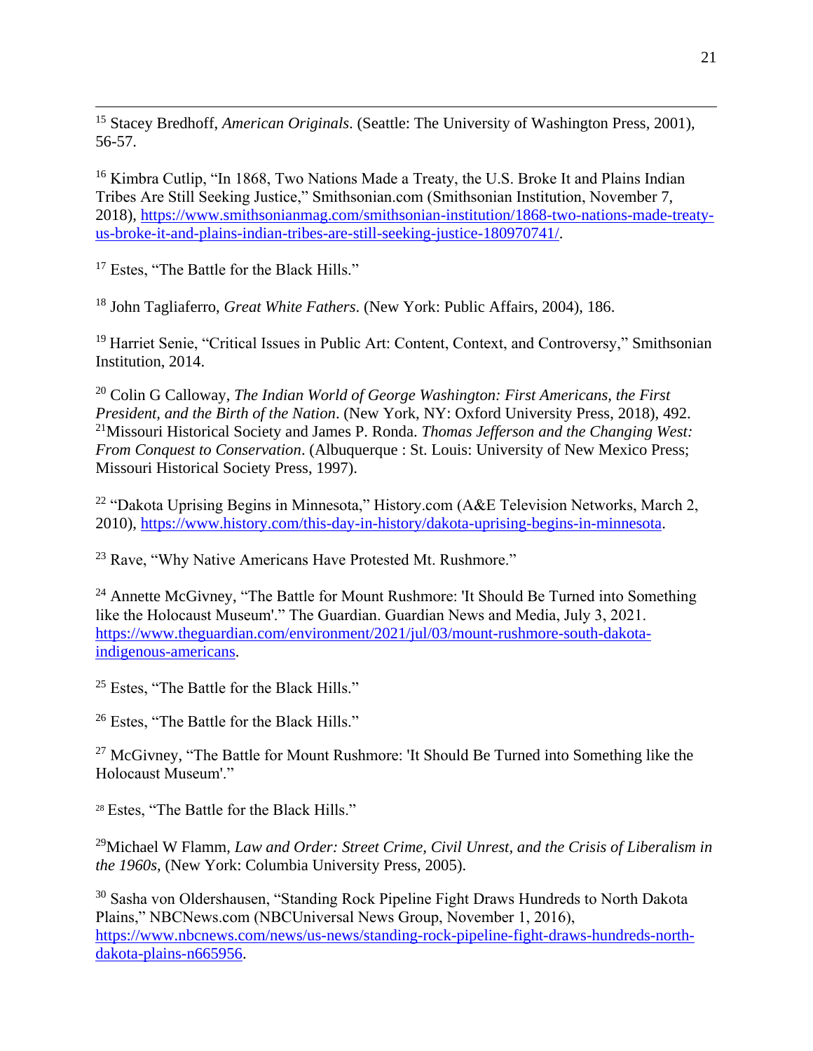[15] Stacey Bredhoff, *American Originals*. (Seattle: The University of Washington Press, 2001), 56-57.

[16] Kimbra Cutlip, "In 1868, Two Nations Made a Treaty, the U.S. Broke It and Plains Indian Tribes Are Still Seeking Justice," Smithsonian.com (Smithsonian Institution, November 7, 2018), https://www.smithsonianmag.com/smithsonian-institution/1868-two-nations-made-treaty-us-broke-it-and-plains-indian-tribes-are-still-seeking-justice-180970741/.

[17] Estes, "The Battle for the Black Hills."

[18] John Tagliaferro, *Great White Fathers*. (New York: Public Affairs, 2004), 186.

[19] Harriet Senie, "Critical Issues in Public Art: Content, Context, and Controversy," Smithsonian Institution, 2014.

[20] Colin G Calloway, *The Indian World of George Washington: First Americans, the First President, and the Birth of the Nation*. (New York, NY: Oxford University Press, 2018), 492.
[21] Missouri Historical Society and James P. Ronda. *Thomas Jefferson and the Changing West: From Conquest to Conservation*. (Albuquerque : St. Louis: University of New Mexico Press; Missouri Historical Society Press, 1997).

[22] "Dakota Uprising Begins in Minnesota," History.com (A&E Television Networks, March 2, 2010), https://www.history.com/this-day-in-history/dakota-uprising-begins-in-minnesota.

[23] Rave, "Why Native Americans Have Protested Mt. Rushmore."

[24] Annette McGivney, "The Battle for Mount Rushmore: 'It Should Be Turned into Something like the Holocaust Museum'." The Guardian. Guardian News and Media, July 3, 2021. https://www.theguardian.com/environment/2021/jul/03/mount-rushmore-south-dakota-indigenous-americans.

[25] Estes, "The Battle for the Black Hills."

[26] Estes, "The Battle for the Black Hills."

[27] McGivney, "The Battle for Mount Rushmore: 'It Should Be Turned into Something like the Holocaust Museum'."

[28] Estes, "The Battle for the Black Hills."

[29] Michael W Flamm, *Law and Order: Street Crime, Civil Unrest, and the Crisis of Liberalism in the 1960s*, (New York: Columbia University Press, 2005).

[30] Sasha von Oldershausen, "Standing Rock Pipeline Fight Draws Hundreds to North Dakota Plains," NBCNews.com (NBCUniversal News Group, November 1, 2016), https://www.nbcnews.com/news/us-news/standing-rock-pipeline-fight-draws-hundreds-north-dakota-plains-n665956.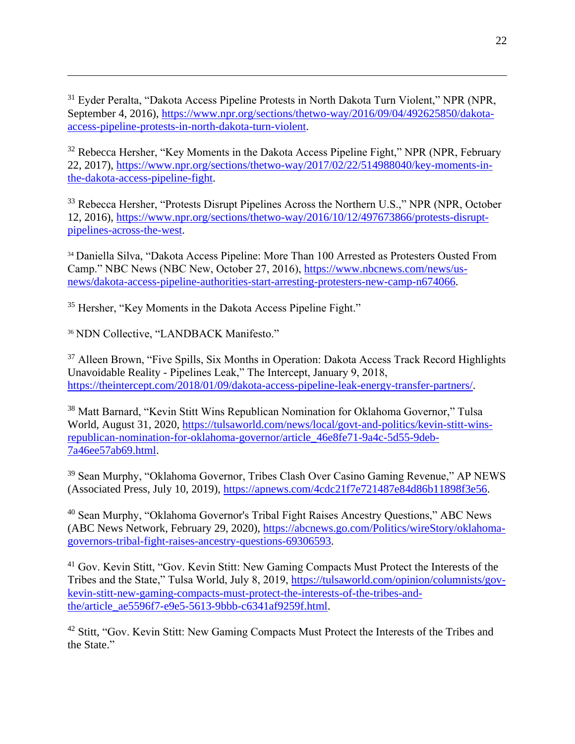[31] Eyder Peralta, "Dakota Access Pipeline Protests in North Dakota Turn Violent," NPR (NPR, September 4, 2016), https://www.npr.org/sections/thetwo-way/2016/09/04/492625850/dakota-access-pipeline-protests-in-north-dakota-turn-violent.

[32] Rebecca Hersher, "Key Moments in the Dakota Access Pipeline Fight," NPR (NPR, February 22, 2017), https://www.npr.org/sections/thetwo-way/2017/02/22/514988040/key-moments-in-the-dakota-access-pipeline-fight.

[33] Rebecca Hersher, "Protests Disrupt Pipelines Across the Northern U.S.," NPR (NPR, October 12, 2016), https://www.npr.org/sections/thetwo-way/2016/10/12/497673866/protests-disrupt-pipelines-across-the-west.

[34] Daniella Silva, "Dakota Access Pipeline: More Than 100 Arrested as Protesters Ousted From Camp." NBC News (NBC New, October 27, 2016), https://www.nbcnews.com/news/us-news/dakota-access-pipeline-authorities-start-arresting-protesters-new-camp-n674066.

[35] Hersher, "Key Moments in the Dakota Access Pipeline Fight."

[36] NDN Collective, "LANDBACK Manifesto."

[37] Alleen Brown, "Five Spills, Six Months in Operation: Dakota Access Track Record Highlights Unavoidable Reality - Pipelines Leak," The Intercept, January 9, 2018, https://theintercept.com/2018/01/09/dakota-access-pipeline-leak-energy-transfer-partners/.

[38] Matt Barnard, "Kevin Stitt Wins Republican Nomination for Oklahoma Governor," Tulsa World, August 31, 2020, https://tulsaworld.com/news/local/govt-and-politics/kevin-stitt-wins-republican-nomination-for-oklahoma-governor/article_46e8fe71-9a4c-5d55-9deb-7a46ee57ab69.html.

[39] Sean Murphy, "Oklahoma Governor, Tribes Clash Over Casino Gaming Revenue," AP NEWS (Associated Press, July 10, 2019), https://apnews.com/4cdc21f7e721487e84d86b11898f3e56.

[40] Sean Murphy, "Oklahoma Governor's Tribal Fight Raises Ancestry Questions," ABC News (ABC News Network, February 29, 2020), https://abcnews.go.com/Politics/wireStory/oklahoma-governors-tribal-fight-raises-ancestry-questions-69306593.

[41] Gov. Kevin Stitt, "Gov. Kevin Stitt: New Gaming Compacts Must Protect the Interests of the Tribes and the State," Tulsa World, July 8, 2019, https://tulsaworld.com/opinion/columnists/gov-kevin-stitt-new-gaming-compacts-must-protect-the-interests-of-the-tribes-and-the/article_ae5596f7-e9e5-5613-9bbb-c6341af9259f.html.

[42] Stitt, "Gov. Kevin Stitt: New Gaming Compacts Must Protect the Interests of the Tribes and the State."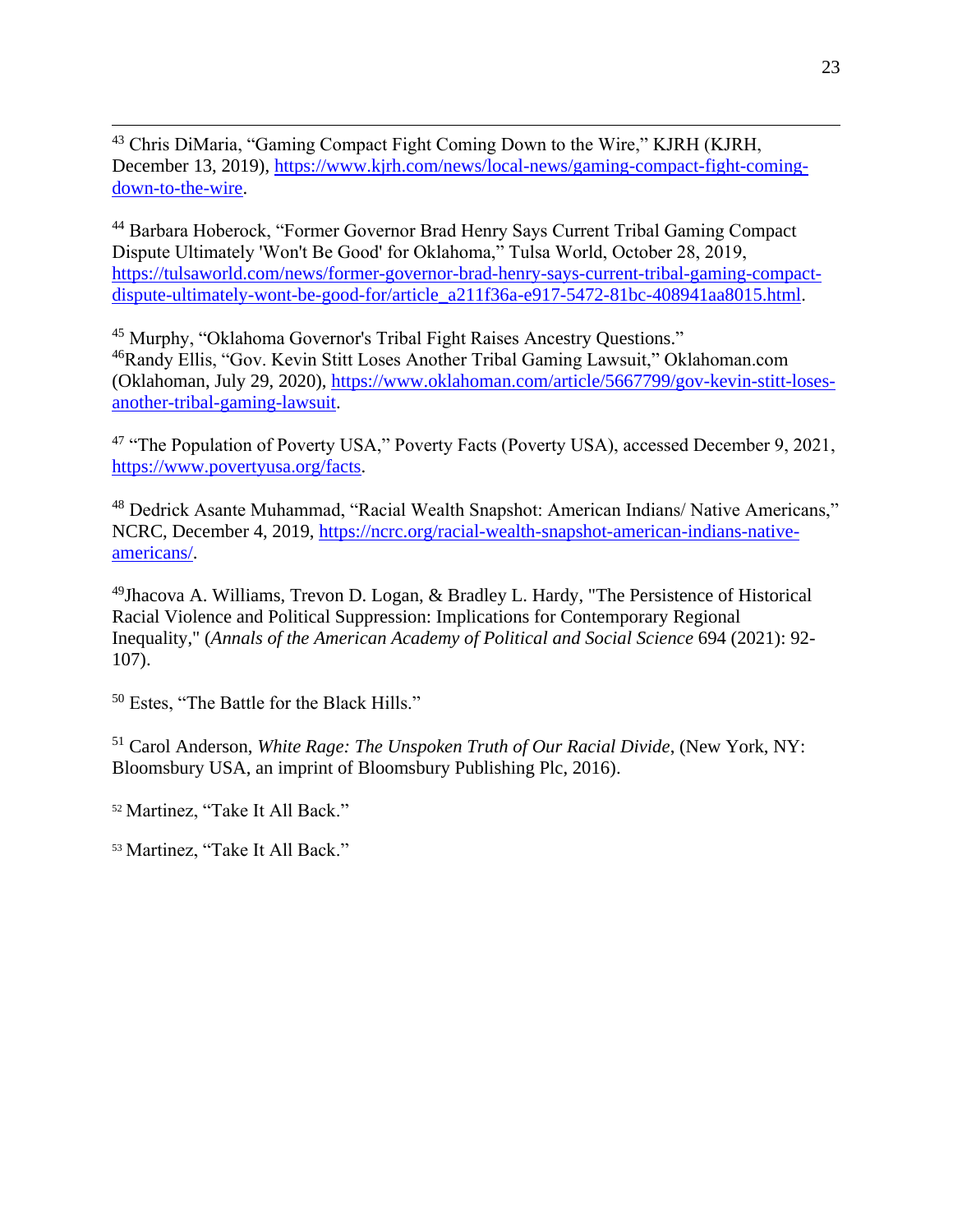[43] Chris DiMaria, "Gaming Compact Fight Coming Down to the Wire," KJRH (KJRH, December 13, 2019), https://www.kjrh.com/news/local-news/gaming-compact-fight-coming-down-to-the-wire.

[44] Barbara Hoberock, "Former Governor Brad Henry Says Current Tribal Gaming Compact Dispute Ultimately 'Won't Be Good' for Oklahoma," Tulsa World, October 28, 2019, https://tulsaworld.com/news/former-governor-brad-henry-says-current-tribal-gaming-compact-dispute-ultimately-wont-be-good-for/article_a211f36a-e917-5472-81bc-408941aa8015.html.

[45] Murphy, "Oklahoma Governor's Tribal Fight Raises Ancestry Questions."
[46] Randy Ellis, "Gov. Kevin Stitt Loses Another Tribal Gaming Lawsuit," Oklahoman.com (Oklahoman, July 29, 2020), https://www.oklahoman.com/article/5667799/gov-kevin-stitt-loses-another-tribal-gaming-lawsuit.

[47] "The Population of Poverty USA," Poverty Facts (Poverty USA), accessed December 9, 2021, https://www.povertyusa.org/facts.

[48] Dedrick Asante Muhammad, "Racial Wealth Snapshot: American Indians/ Native Americans," NCRC, December 4, 2019, https://ncrc.org/racial-wealth-snapshot-american-indians-native-americans/.

[49] Jhacova A. Williams, Trevon D. Logan, & Bradley L. Hardy, "The Persistence of Historical Racial Violence and Political Suppression: Implications for Contemporary Regional Inequality," (*Annals of the American Academy of Political and Social Science* 694 (2021): 92-107).

[50] Estes, "The Battle for the Black Hills."

[51] Carol Anderson, *White Rage: The Unspoken Truth of Our Racial Divide*, (New York, NY: Bloomsbury USA, an imprint of Bloomsbury Publishing Plc, 2016).

[52] Martinez, "Take It All Back."

[53] Martinez, "Take It All Back."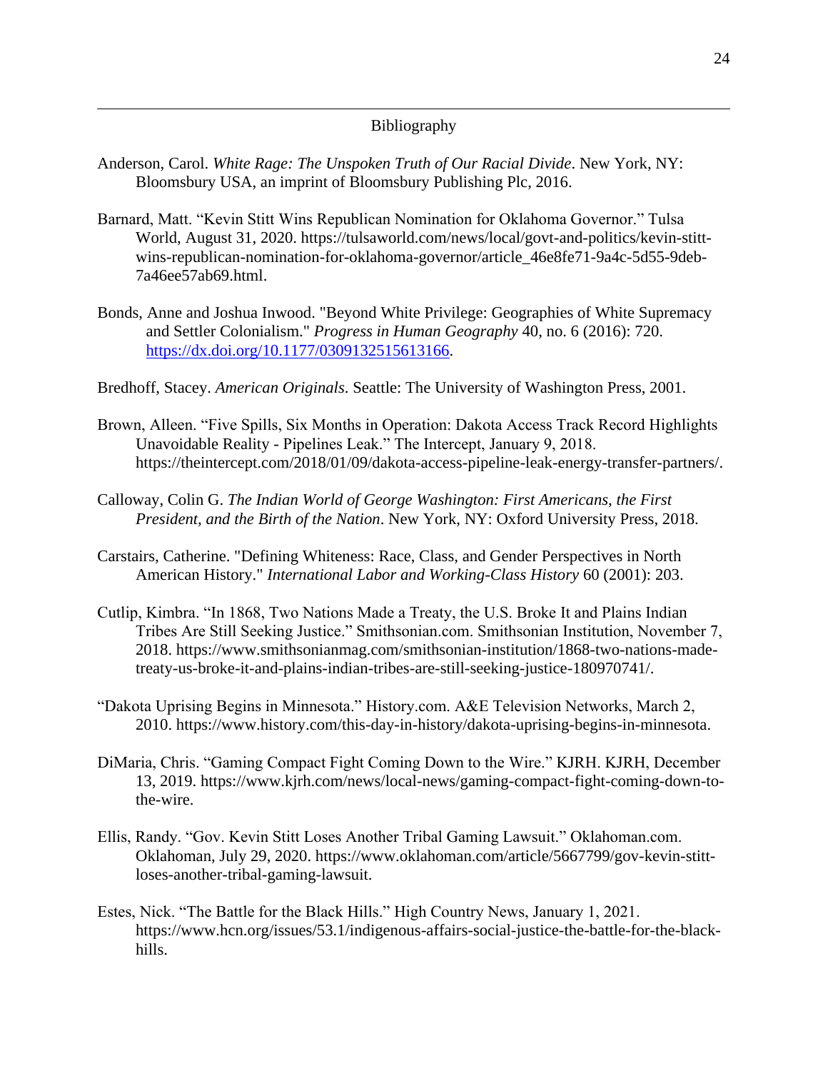## Bibliography

Anderson, Carol. *White Rage: The Unspoken Truth of Our Racial Divide*. New York, NY: Bloomsbury USA, an imprint of Bloomsbury Publishing Plc, 2016.

Barnard, Matt. "Kevin Stitt Wins Republican Nomination for Oklahoma Governor." Tulsa World, August 31, 2020. https://tulsaworld.com/news/local/govt-and-politics/kevin-stitt-wins-republican-nomination-for-oklahoma-governor/article_46e8fe71-9a4c-5d55-9deb-7a46ee57ab69.html.

Bonds, Anne and Joshua Inwood. "Beyond White Privilege: Geographies of White Supremacy and Settler Colonialism." *Progress in Human Geography* 40, no. 6 (2016): 720. https://dx.doi.org/10.1177/0309132515613166.

Bredhoff, Stacey. *American Originals*. Seattle: The University of Washington Press, 2001.

Brown, Alleen. "Five Spills, Six Months in Operation: Dakota Access Track Record Highlights Unavoidable Reality - Pipelines Leak." The Intercept, January 9, 2018. https://theintercept.com/2018/01/09/dakota-access-pipeline-leak-energy-transfer-partners/.

Calloway, Colin G. *The Indian World of George Washington: First Americans, the First President, and the Birth of the Nation*. New York, NY: Oxford University Press, 2018.

Carstairs, Catherine. "Defining Whiteness: Race, Class, and Gender Perspectives in North American History." *International Labor and Working-Class History* 60 (2001): 203.

Cutlip, Kimbra. "In 1868, Two Nations Made a Treaty, the U.S. Broke It and Plains Indian Tribes Are Still Seeking Justice." Smithsonian.com. Smithsonian Institution, November 7, 2018. https://www.smithsonianmag.com/smithsonian-institution/1868-two-nations-made-treaty-us-broke-it-and-plains-indian-tribes-are-still-seeking-justice-180970741/.

"Dakota Uprising Begins in Minnesota." History.com. A&E Television Networks, March 2, 2010. https://www.history.com/this-day-in-history/dakota-uprising-begins-in-minnesota.

DiMaria, Chris. "Gaming Compact Fight Coming Down to the Wire." KJRH. KJRH, December 13, 2019. https://www.kjrh.com/news/local-news/gaming-compact-fight-coming-down-to-the-wire.

Ellis, Randy. "Gov. Kevin Stitt Loses Another Tribal Gaming Lawsuit." Oklahoman.com. Oklahoman, July 29, 2020. https://www.oklahoman.com/article/5667799/gov-kevin-stitt-loses-another-tribal-gaming-lawsuit.

Estes, Nick. "The Battle for the Black Hills." High Country News, January 1, 2021. https://www.hcn.org/issues/53.1/indigenous-affairs-social-justice-the-battle-for-the-black-hills.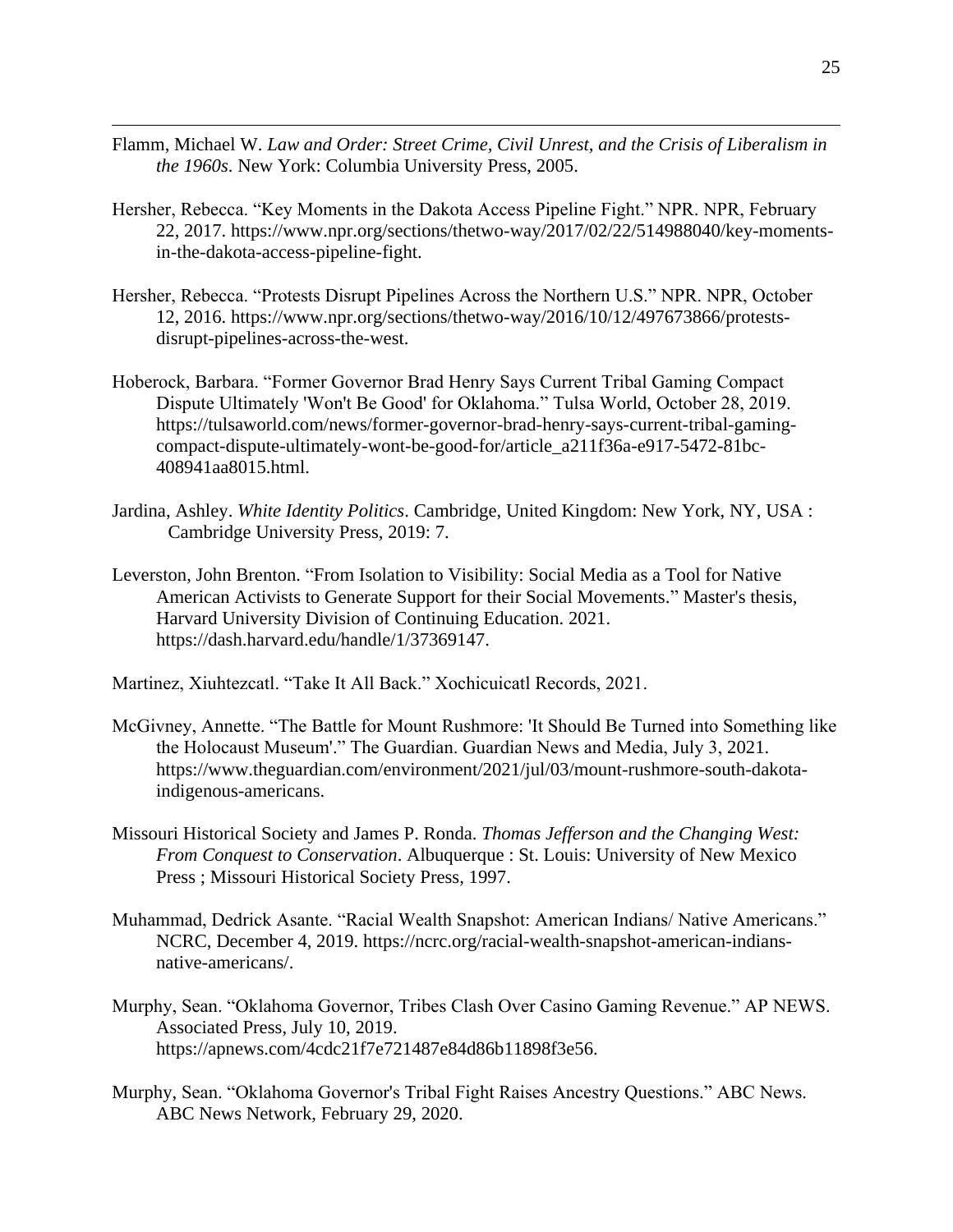Flamm, Michael W. *Law and Order: Street Crime, Civil Unrest, and the Crisis of Liberalism in the 1960s*. New York: Columbia University Press, 2005.

Hersher, Rebecca. "Key Moments in the Dakota Access Pipeline Fight." NPR. NPR, February 22, 2017. https://www.npr.org/sections/thetwo-way/2017/02/22/514988040/key-moments-in-the-dakota-access-pipeline-fight.

Hersher, Rebecca. "Protests Disrupt Pipelines Across the Northern U.S." NPR. NPR, October 12, 2016. https://www.npr.org/sections/thetwo-way/2016/10/12/497673866/protests-disrupt-pipelines-across-the-west.

Hoberock, Barbara. "Former Governor Brad Henry Says Current Tribal Gaming Compact Dispute Ultimately 'Won't Be Good' for Oklahoma." Tulsa World, October 28, 2019. https://tulsaworld.com/news/former-governor-brad-henry-says-current-tribal-gaming-compact-dispute-ultimately-wont-be-good-for/article_a211f36a-e917-5472-81bc-408941aa8015.html.

Jardina, Ashley. *White Identity Politics*. Cambridge, United Kingdom: New York, NY, USA : Cambridge University Press, 2019: 7.

Leverston, John Brenton. "From Isolation to Visibility: Social Media as a Tool for Native American Activists to Generate Support for their Social Movements." Master's thesis, Harvard University Division of Continuing Education. 2021. https://dash.harvard.edu/handle/1/37369147.

Martinez, Xiuhtezcatl. "Take It All Back." Xochicuicatl Records, 2021.

McGivney, Annette. "The Battle for Mount Rushmore: 'It Should Be Turned into Something like the Holocaust Museum'." The Guardian. Guardian News and Media, July 3, 2021. https://www.theguardian.com/environment/2021/jul/03/mount-rushmore-south-dakota-indigenous-americans.

Missouri Historical Society and James P. Ronda. *Thomas Jefferson and the Changing West: From Conquest to Conservation*. Albuquerque : St. Louis: University of New Mexico Press ; Missouri Historical Society Press, 1997.

Muhammad, Dedrick Asante. "Racial Wealth Snapshot: American Indians/ Native Americans." NCRC, December 4, 2019. https://ncrc.org/racial-wealth-snapshot-american-indians-native-americans/.

Murphy, Sean. "Oklahoma Governor, Tribes Clash Over Casino Gaming Revenue." AP NEWS. Associated Press, July 10, 2019. https://apnews.com/4cdc21f7e721487e84d86b11898f3e56.

Murphy, Sean. "Oklahoma Governor's Tribal Fight Raises Ancestry Questions." ABC News. ABC News Network, February 29, 2020.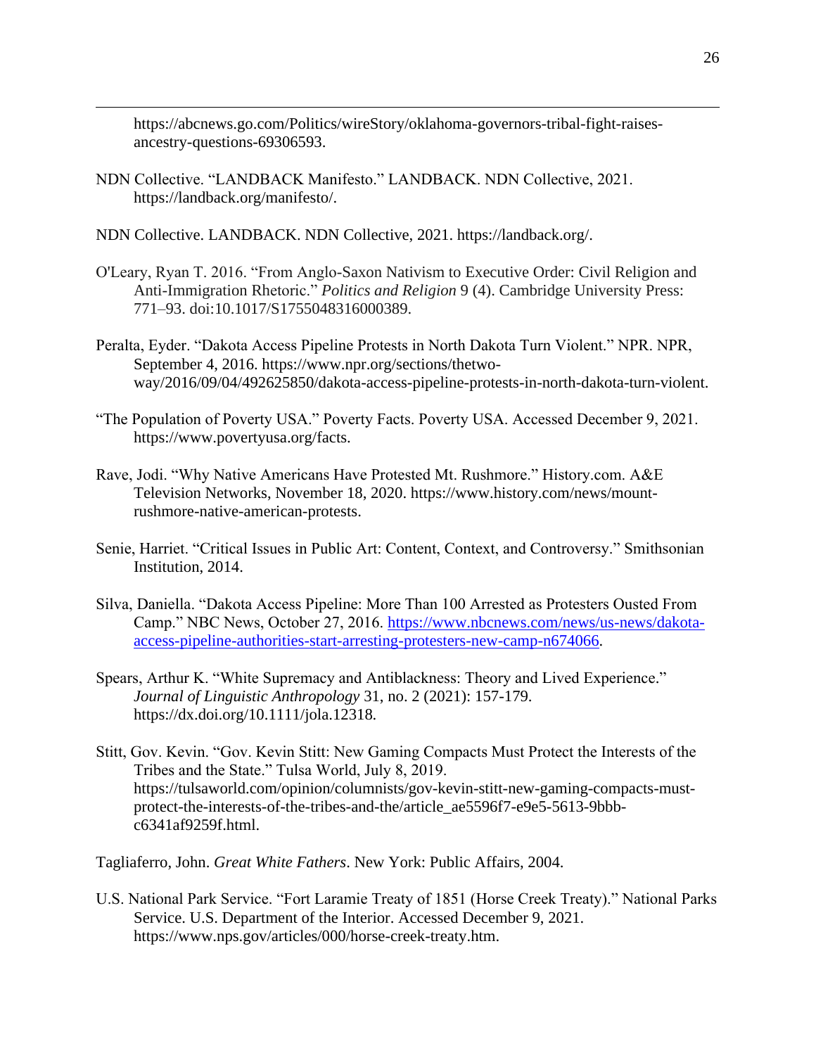https://abcnews.go.com/Politics/wireStory/oklahoma-governors-tribal-fight-raises-ancestry-questions-69306593.

NDN Collective. "LANDBACK Manifesto." LANDBACK. NDN Collective, 2021. https://landback.org/manifesto/.

NDN Collective. LANDBACK. NDN Collective, 2021. https://landback.org/.

O'Leary, Ryan T. 2016. "From Anglo-Saxon Nativism to Executive Order: Civil Religion and Anti-Immigration Rhetoric." *Politics and Religion* 9 (4). Cambridge University Press: 771–93. doi:10.1017/S1755048316000389.

Peralta, Eyder. "Dakota Access Pipeline Protests in North Dakota Turn Violent." NPR. NPR, September 4, 2016. https://www.npr.org/sections/thetwo-way/2016/09/04/492625850/dakota-access-pipeline-protests-in-north-dakota-turn-violent.

"The Population of Poverty USA." Poverty Facts. Poverty USA. Accessed December 9, 2021. https://www.povertyusa.org/facts.

Rave, Jodi. "Why Native Americans Have Protested Mt. Rushmore." History.com. A&E Television Networks, November 18, 2020. https://www.history.com/news/mount-rushmore-native-american-protests.

Senie, Harriet. "Critical Issues in Public Art: Content, Context, and Controversy." Smithsonian Institution, 2014.

Silva, Daniella. "Dakota Access Pipeline: More Than 100 Arrested as Protesters Ousted From Camp." NBC News, October 27, 2016. https://www.nbcnews.com/news/us-news/dakota-access-pipeline-authorities-start-arresting-protesters-new-camp-n674066.

Spears, Arthur K. "White Supremacy and Antiblackness: Theory and Lived Experience." *Journal of Linguistic Anthropology* 31, no. 2 (2021): 157-179. https://dx.doi.org/10.1111/jola.12318.

Stitt, Gov. Kevin. "Gov. Kevin Stitt: New Gaming Compacts Must Protect the Interests of the Tribes and the State." Tulsa World, July 8, 2019. https://tulsaworld.com/opinion/columnists/gov-kevin-stitt-new-gaming-compacts-must-protect-the-interests-of-the-tribes-and-the/article_ae5596f7-e9e5-5613-9bbb-c6341af9259f.html.

Tagliaferro, John. *Great White Fathers*. New York: Public Affairs, 2004.

U.S. National Park Service. "Fort Laramie Treaty of 1851 (Horse Creek Treaty)." National Parks Service. U.S. Department of the Interior. Accessed December 9, 2021. https://www.nps.gov/articles/000/horse-creek-treaty.htm.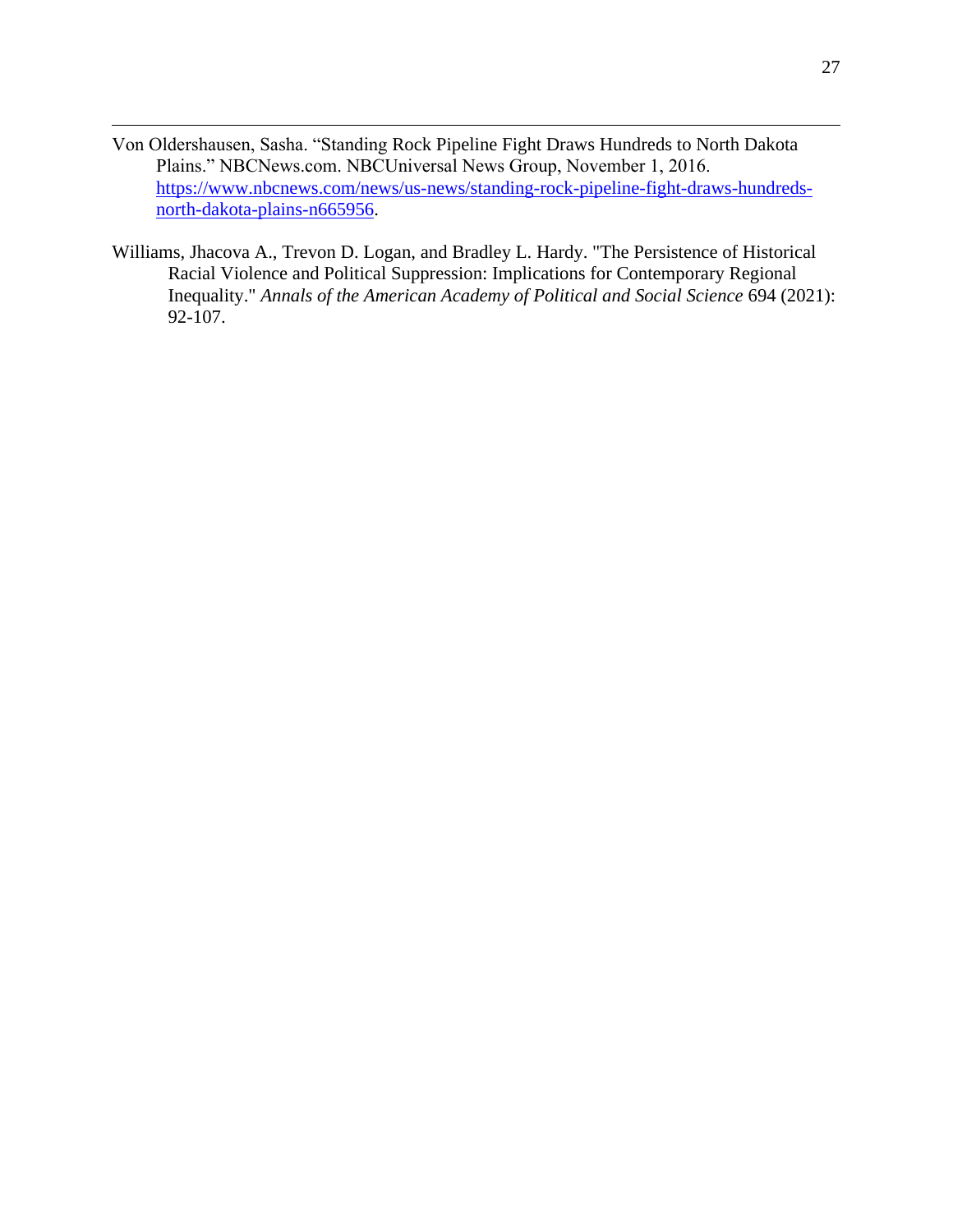Von Oldershausen, Sasha. "Standing Rock Pipeline Fight Draws Hundreds to North Dakota Plains." NBCNews.com. NBCUniversal News Group, November 1, 2016. https://www.nbcnews.com/news/us-news/standing-rock-pipeline-fight-draws-hundreds-north-dakota-plains-n665956.

Williams, Jhacova A., Trevon D. Logan, and Bradley L. Hardy. "The Persistence of Historical Racial Violence and Political Suppression: Implications for Contemporary Regional Inequality." *Annals of the American Academy of Political and Social Science* 694 (2021): 92-107.